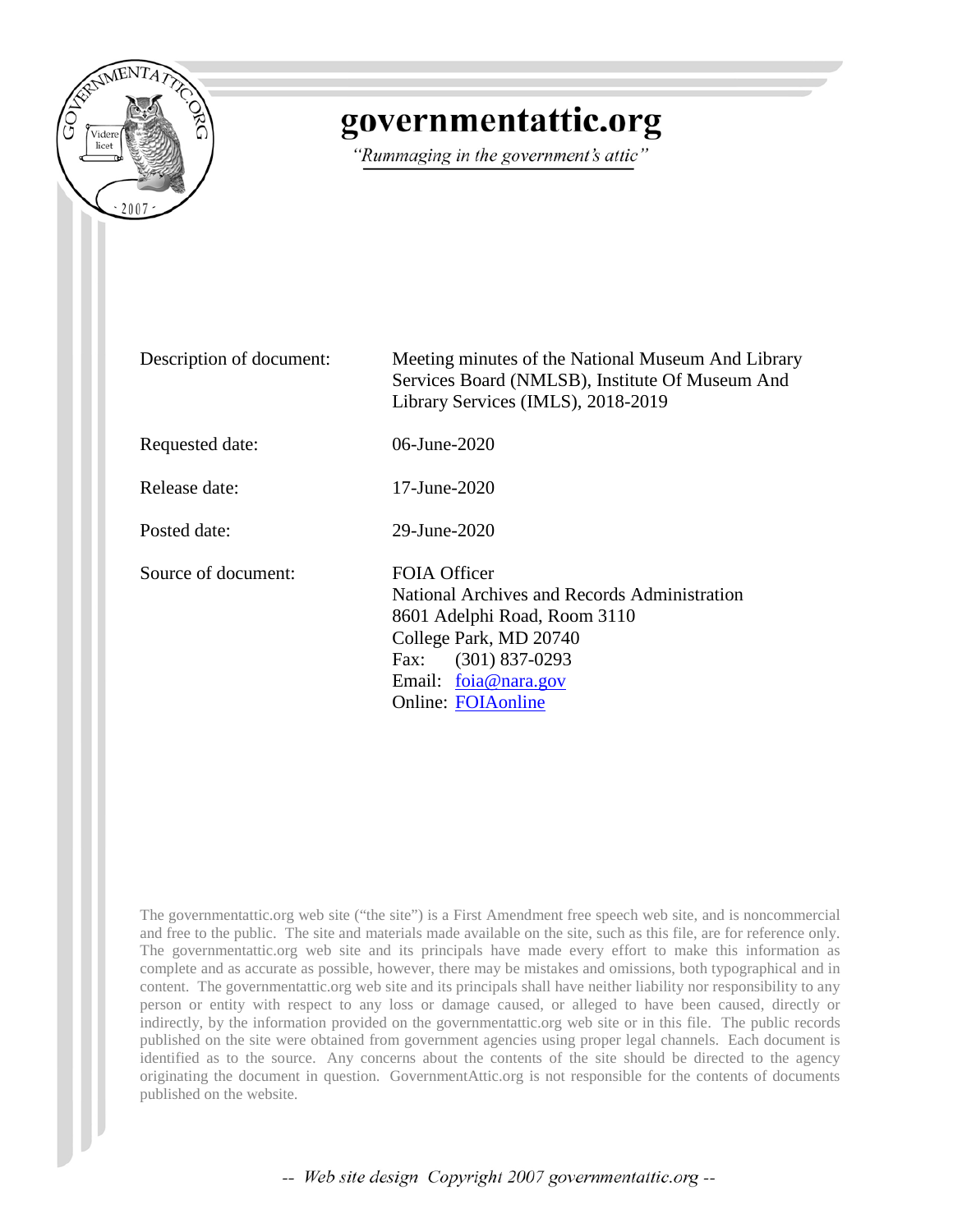# governmentattic.org

*"Rummaging in the government's attic"*

| | |
|---|---|
| Description of document: | Meeting minutes of the National Museum And Library Services Board (NMLSB), Institute Of Museum And Library Services (IMLS), 2018-2019 |
| Requested date: | 06-June-2020 |
| Release date: | 17-June-2020 |
| Posted date: | 29-June-2020 |
| Source of document: | FOIA Officer<br>National Archives and Records Administration<br>8601 Adelphi Road, Room 3110<br>College Park, MD 20740<br>Fax: (301) 837-0293<br>Email: foia@nara.gov<br>Online: FOIAonline |

The governmentattic.org web site ("the site") is a First Amendment free speech web site, and is noncommercial and free to the public. The site and materials made available on the site, such as this file, are for reference only. The governmentattic.org web site and its principals have made every effort to make this information as complete and as accurate as possible, however, there may be mistakes and omissions, both typographical and in content. The governmentattic.org web site and its principals shall have neither liability nor responsibility to any person or entity with respect to any loss or damage caused, or alleged to have been caused, directly or indirectly, by the information provided on the governmentattic.org web site or in this file. The public records published on the site were obtained from government agencies using proper legal channels. Each document is identified as to the source. Any concerns about the contents of the site should be directed to the agency originating the document in question. GovernmentAttic.org is not responsible for the contents of documents published on the website.

-- Web site design Copyright 2007 governmentattic.org --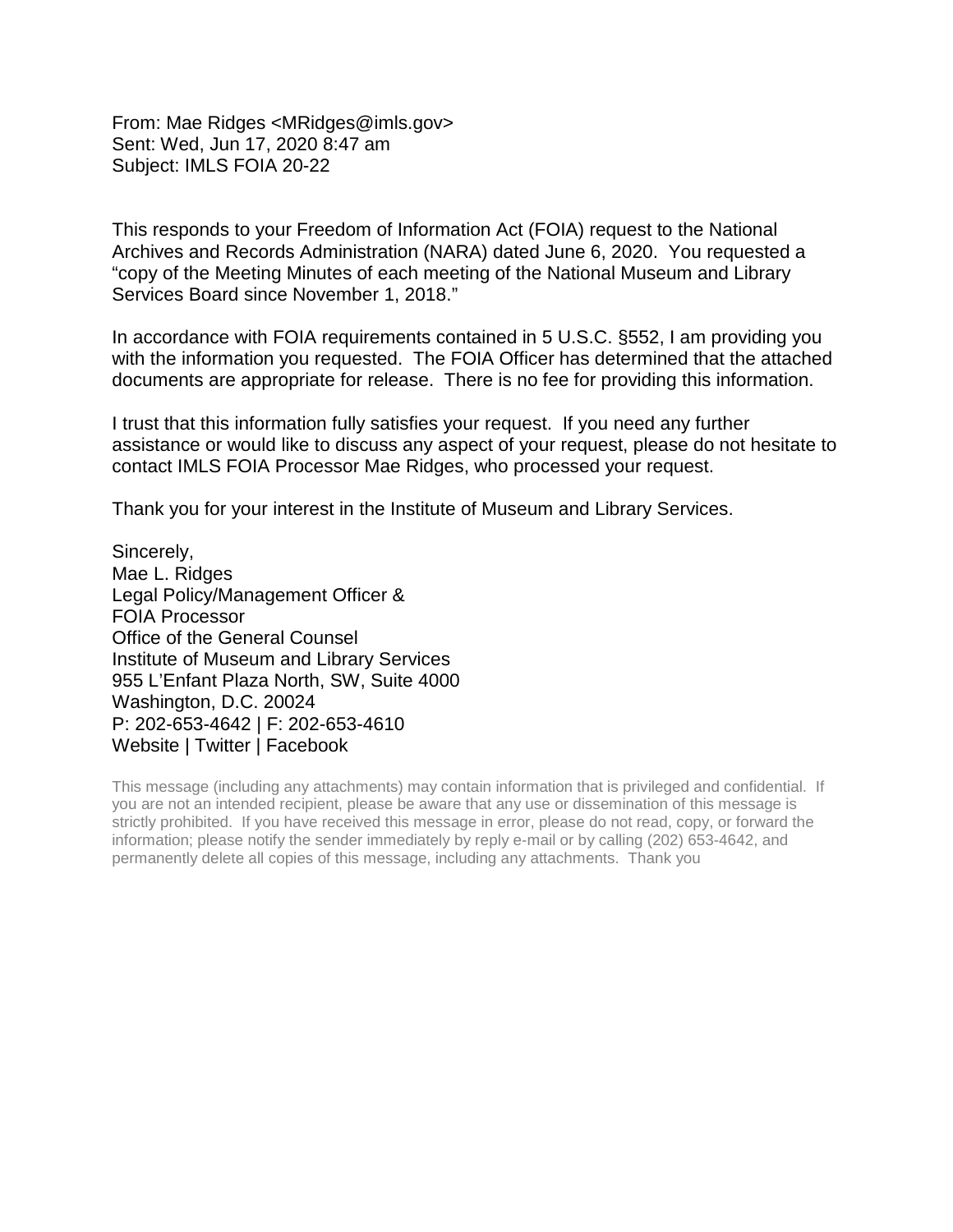From: Mae Ridges <MRidges@imls.gov>
Sent: Wed, Jun 17, 2020 8:47 am
Subject: IMLS FOIA 20-22

This responds to your Freedom of Information Act (FOIA) request to the National Archives and Records Administration (NARA) dated June 6, 2020. You requested a "copy of the Meeting Minutes of each meeting of the National Museum and Library Services Board since November 1, 2018."

In accordance with FOIA requirements contained in 5 U.S.C. §552, I am providing you with the information you requested. The FOIA Officer has determined that the attached documents are appropriate for release. There is no fee for providing this information.

I trust that this information fully satisfies your request. If you need any further assistance or would like to discuss any aspect of your request, please do not hesitate to contact IMLS FOIA Processor Mae Ridges, who processed your request.

Thank you for your interest in the Institute of Museum and Library Services.

Sincerely,
Mae L. Ridges
Legal Policy/Management Officer &
FOIA Processor
Office of the General Counsel
Institute of Museum and Library Services
955 L'Enfant Plaza North, SW, Suite 4000
Washington, D.C. 20024
P: 202-653-4642 | F: 202-653-4610
Website | Twitter | Facebook

This message (including any attachments) may contain information that is privileged and confidential. If you are not an intended recipient, please be aware that any use or dissemination of this message is strictly prohibited. If you have received this message in error, please do not read, copy, or forward the information; please notify the sender immediately by reply e-mail or by calling (202) 653-4642, and permanently delete all copies of this message, including any attachments. Thank you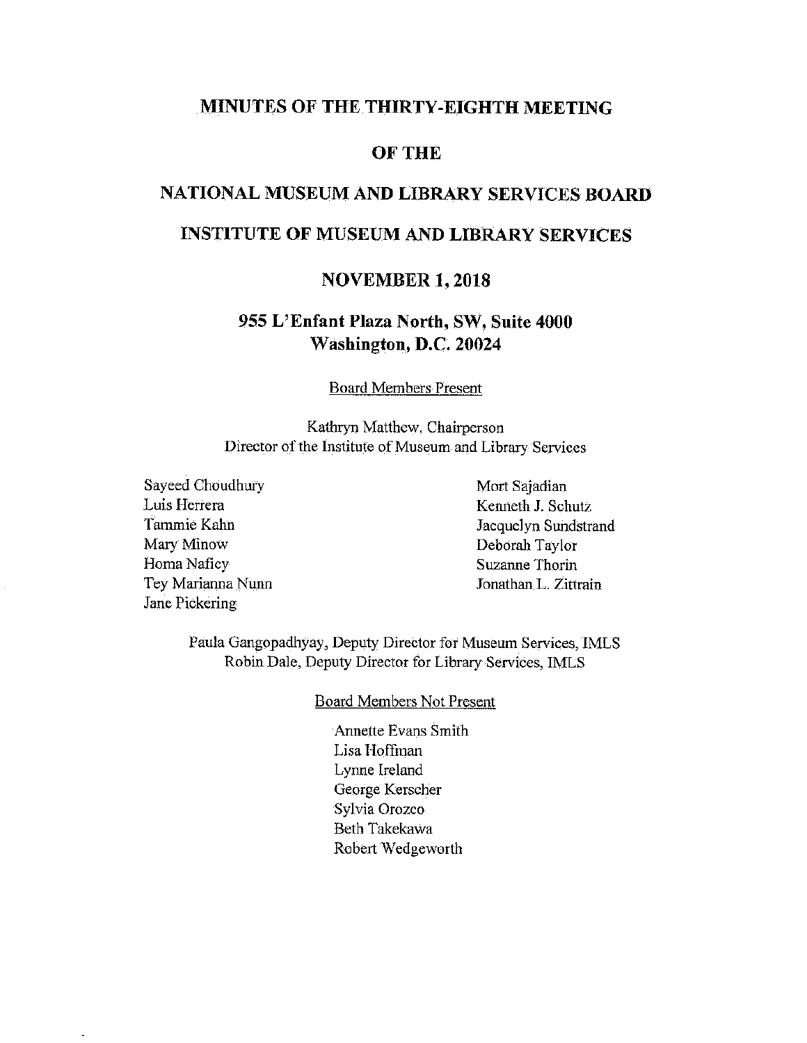# MINUTES OF THE THIRTY-EIGHTH MEETING

# OF THE

# NATIONAL MUSEUM AND LIBRARY SERVICES BOARD

# INSTITUTE OF MUSEUM AND LIBRARY SERVICES

## NOVEMBER 1, 2018

## 955 L'Enfant Plaza North, SW, Suite 4000
## Washington, D.C. 20024

Board Members Present

Kathryn Matthew, Chairperson
Director of the Institute of Museum and Library Services

Sayeed Choudhury
Luis Herrera
Tammie Kahn
Mary Minow
Homa Naficy
Tey Marianna Nunn
Jane Pickering
Mort Sajadian
Kenneth J. Schutz
Jacquelyn Sundstrand
Deborah Taylor
Suzanne Thorin
Jonathan L. Zittrain

Paula Gangopadhyay, Deputy Director for Museum Services, IMLS
Robin Dale, Deputy Director for Library Services, IMLS

Board Members Not Present

Annette Evans Smith
Lisa Hoffman
Lynne Ireland
George Kerscher
Sylvia Orozco
Beth Takekawa
Robert Wedgeworth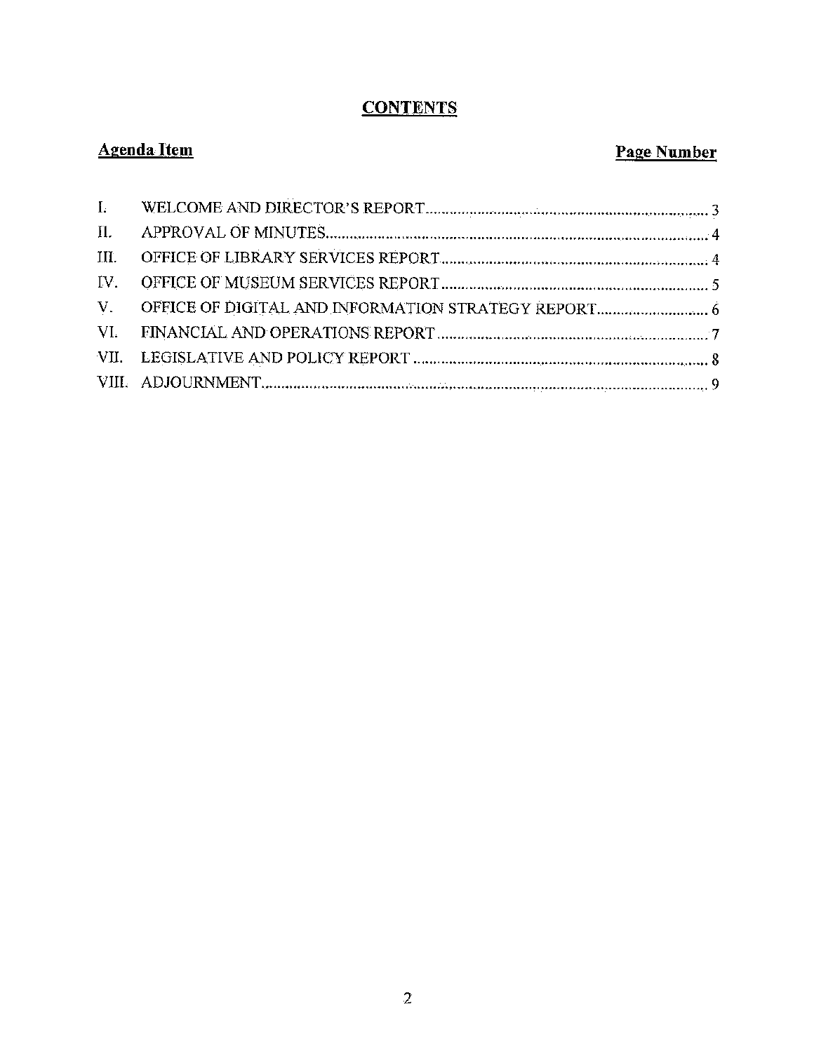# CONTENTS

| Agenda Item | | Page Number |
|---|---|---|
| I. | WELCOME AND DIRECTOR'S REPORT | 3 |
| II. | APPROVAL OF MINUTES | 4 |
| III. | OFFICE OF LIBRARY SERVICES REPORT | 4 |
| IV. | OFFICE OF MUSEUM SERVICES REPORT | 5 |
| V. | OFFICE OF DIGITAL AND INFORMATION STRATEGY REPORT | 6 |
| VI. | FINANCIAL AND OPERATIONS REPORT | 7 |
| VII. | LEGISLATIVE AND POLICY REPORT | 8 |
| VIII. | ADJOURNMENT | 9 |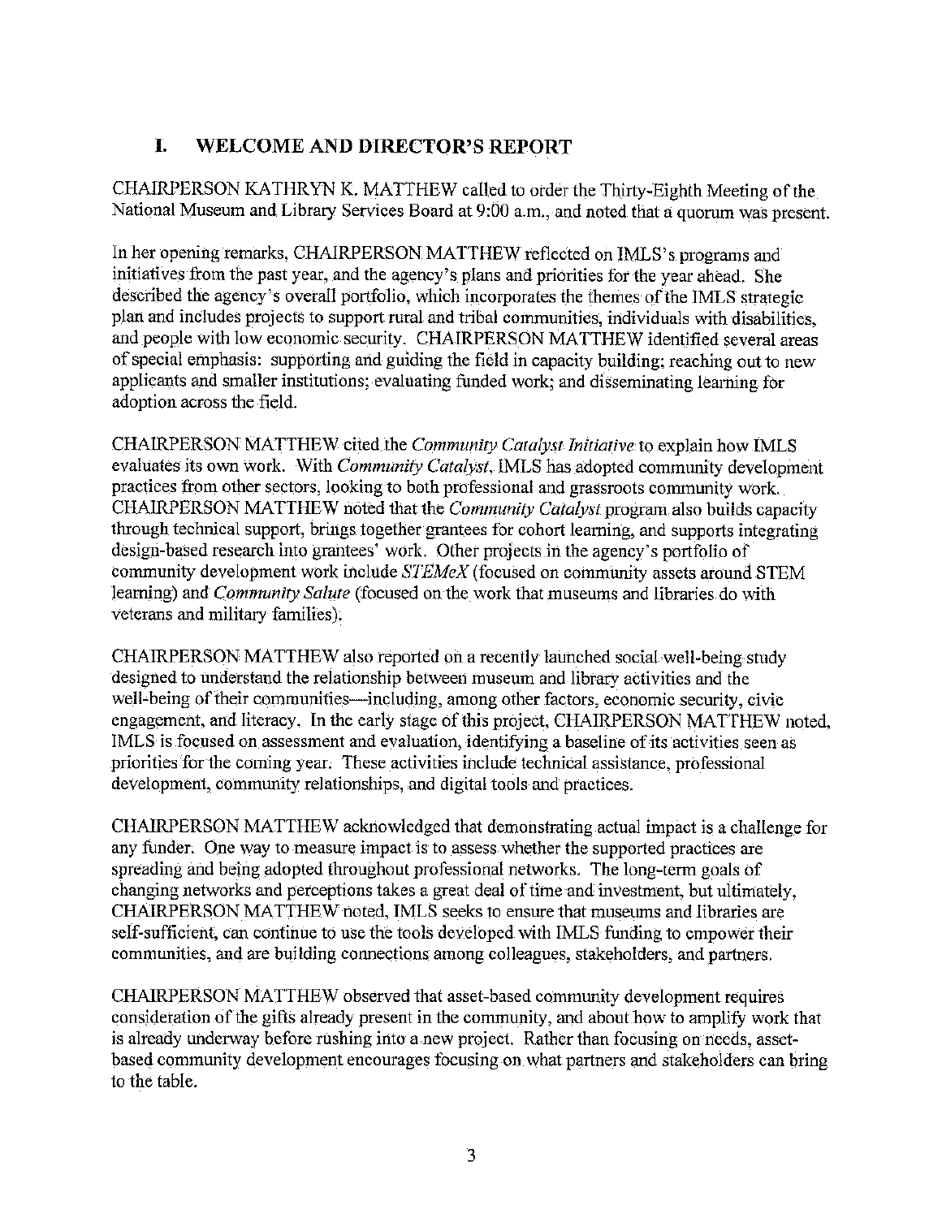## I. WELCOME AND DIRECTOR'S REPORT

CHAIRPERSON KATHRYN K. MATTHEW called to order the Thirty-Eighth Meeting of the National Museum and Library Services Board at 9:00 a.m., and noted that a quorum was present.

In her opening remarks, CHAIRPERSON MATTHEW reflected on IMLS's programs and initiatives from the past year, and the agency's plans and priorities for the year ahead. She described the agency's overall portfolio, which incorporates the themes of the IMLS strategic plan and includes projects to support rural and tribal communities, individuals with disabilities, and people with low economic security. CHAIRPERSON MATTHEW identified several areas of special emphasis: supporting and guiding the field in capacity building; reaching out to new applicants and smaller institutions; evaluating funded work; and disseminating learning for adoption across the field.

CHAIRPERSON MATTHEW cited the *Community Catalyst Initiative* to explain how IMLS evaluates its own work. With *Community Catalyst*, IMLS has adopted community development practices from other sectors, looking to both professional and grassroots community work. CHAIRPERSON MATTHEW noted that the *Community Catalyst* program also builds capacity through technical support, brings together grantees for cohort learning, and supports integrating design-based research into grantees' work. Other projects in the agency's portfolio of community development work include *STEMeX* (focused on community assets around STEM learning) and *Community Salute* (focused on the work that museums and libraries do with veterans and military families).

CHAIRPERSON MATTHEW also reported on a recently launched social well-being study designed to understand the relationship between museum and library activities and the well-being of their communities—including, among other factors, economic security, civic engagement, and literacy. In the early stage of this project, CHAIRPERSON MATTHEW noted, IMLS is focused on assessment and evaluation, identifying a baseline of its activities seen as priorities for the coming year. These activities include technical assistance, professional development, community relationships, and digital tools and practices.

CHAIRPERSON MATTHEW acknowledged that demonstrating actual impact is a challenge for any funder. One way to measure impact is to assess whether the supported practices are spreading and being adopted throughout professional networks. The long-term goals of changing networks and perceptions takes a great deal of time and investment, but ultimately, CHAIRPERSON MATTHEW noted, IMLS seeks to ensure that museums and libraries are self-sufficient, can continue to use the tools developed with IMLS funding to empower their communities, and are building connections among colleagues, stakeholders, and partners.

CHAIRPERSON MATTHEW observed that asset-based community development requires consideration of the gifts already present in the community, and about how to amplify work that is already underway before rushing into a new project. Rather than focusing on needs, asset-based community development encourages focusing on what partners and stakeholders can bring to the table.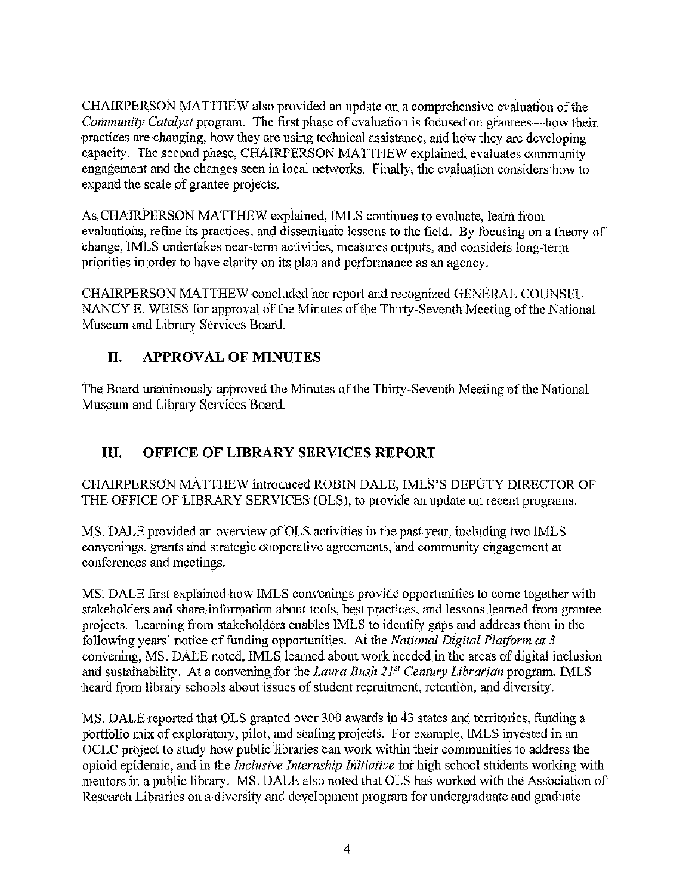CHAIRPERSON MATTHEW also provided an update on a comprehensive evaluation of the *Community Catalyst* program. The first phase of evaluation is focused on grantees—how their practices are changing, how they are using technical assistance, and how they are developing capacity. The second phase, CHAIRPERSON MATTHEW explained, evaluates community engagement and the changes seen in local networks. Finally, the evaluation considers how to expand the scale of grantee projects.

As CHAIRPERSON MATTHEW explained, IMLS continues to evaluate, learn from evaluations, refine its practices, and disseminate lessons to the field. By focusing on a theory of change, IMLS undertakes near-term activities, measures outputs, and considers long-term priorities in order to have clarity on its plan and performance as an agency.

CHAIRPERSON MATTHEW concluded her report and recognized GENERAL COUNSEL NANCY E. WEISS for approval of the Minutes of the Thirty-Seventh Meeting of the National Museum and Library Services Board.

## II. APPROVAL OF MINUTES

The Board unanimously approved the Minutes of the Thirty-Seventh Meeting of the National Museum and Library Services Board.

## III. OFFICE OF LIBRARY SERVICES REPORT

CHAIRPERSON MATTHEW introduced ROBIN DALE, IMLS'S DEPUTY DIRECTOR OF THE OFFICE OF LIBRARY SERVICES (OLS), to provide an update on recent programs.

MS. DALE provided an overview of OLS activities in the past year, including two IMLS convenings, grants and strategic cooperative agreements, and community engagement at conferences and meetings.

MS. DALE first explained how IMLS convenings provide opportunities to come together with stakeholders and share information about tools, best practices, and lessons learned from grantee projects. Learning from stakeholders enables IMLS to identify gaps and address them in the following years' notice of funding opportunities. At the *National Digital Platform at 3* convening, MS. DALE noted, IMLS learned about work needed in the areas of digital inclusion and sustainability. At a convening for the *Laura Bush 21st Century Librarian* program, IMLS heard from library schools about issues of student recruitment, retention, and diversity.

MS. DALE reported that OLS granted over 300 awards in 43 states and territories, funding a portfolio mix of exploratory, pilot, and scaling projects. For example, IMLS invested in an OCLC project to study how public libraries can work within their communities to address the opioid epidemic, and in the *Inclusive Internship Initiative* for high school students working with mentors in a public library. MS. DALE also noted that OLS has worked with the Association of Research Libraries on a diversity and development program for undergraduate and graduate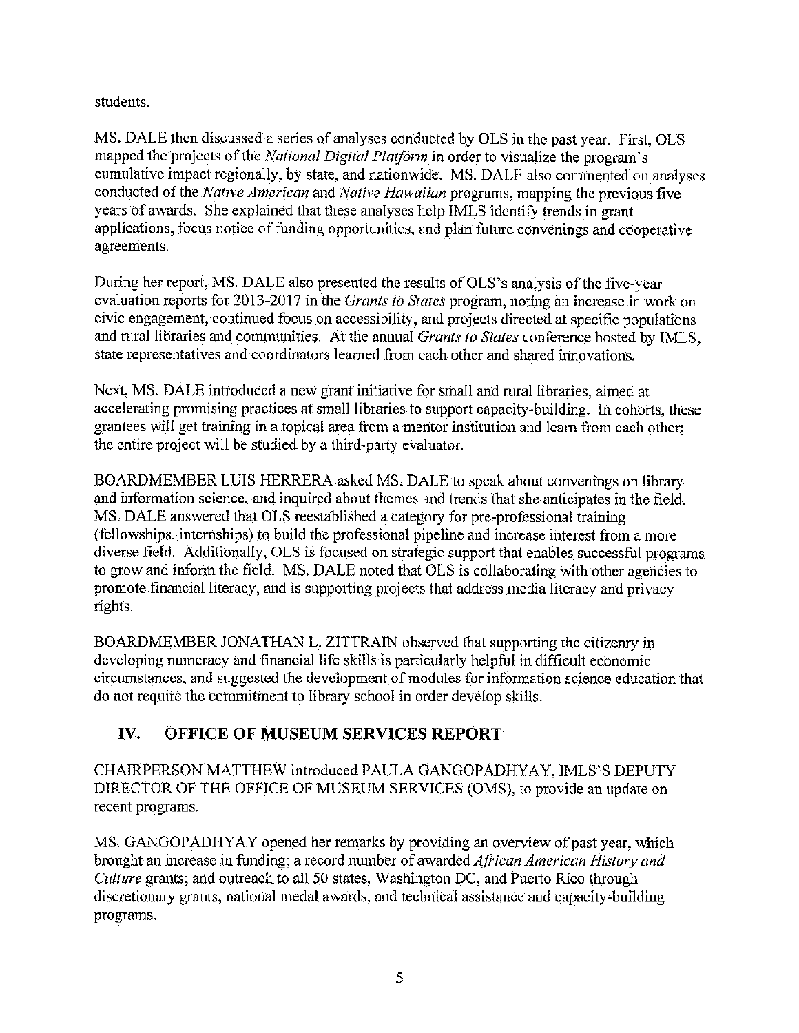students.

MS. DALE then discussed a series of analyses conducted by OLS in the past year. First, OLS mapped the projects of the *National Digital Platform* in order to visualize the program's cumulative impact regionally, by state, and nationwide. MS. DALE also commented on analyses conducted of the *Native American* and *Native Hawaiian* programs, mapping the previous five years of awards. She explained that these analyses help IMLS identify trends in grant applications, focus notice of funding opportunities, and plan future convenings and cooperative agreements.

During her report, MS. DALE also presented the results of OLS's analysis of the five-year evaluation reports for 2013-2017 in the *Grants to States* program, noting an increase in work on civic engagement, continued focus on accessibility, and projects directed at specific populations and rural libraries and communities. At the annual *Grants to States* conference hosted by IMLS, state representatives and coordinators learned from each other and shared innovations.

Next, MS. DALE introduced a new grant initiative for small and rural libraries, aimed at accelerating promising practices at small libraries to support capacity-building. In cohorts, these grantees will get training in a topical area from a mentor institution and learn from each other; the entire project will be studied by a third-party evaluator.

BOARDMEMBER LUIS HERRERA asked MS. DALE to speak about convenings on library and information science, and inquired about themes and trends that she anticipates in the field. MS. DALE answered that OLS reestablished a category for pre-professional training (fellowships, internships) to build the professional pipeline and increase interest from a more diverse field. Additionally, OLS is focused on strategic support that enables successful programs to grow and inform the field. MS. DALE noted that OLS is collaborating with other agencies to promote financial literacy, and is supporting projects that address media literacy and privacy rights.

BOARDMEMBER JONATHAN L. ZITTRAIN observed that supporting the citizenry in developing numeracy and financial life skills is particularly helpful in difficult economic circumstances, and suggested the development of modules for information science education that do not require the commitment to library school in order develop skills.

## IV. OFFICE OF MUSEUM SERVICES REPORT

CHAIRPERSON MATTHEW introduced PAULA GANGOPADHYAY, IMLS'S DEPUTY DIRECTOR OF THE OFFICE OF MUSEUM SERVICES (OMS), to provide an update on recent programs.

MS. GANGOPADHYAY opened her remarks by providing an overview of past year, which brought an increase in funding; a record number of awarded *African American History and Culture* grants; and outreach to all 50 states, Washington DC, and Puerto Rico through discretionary grants, national medal awards, and technical assistance and capacity-building programs.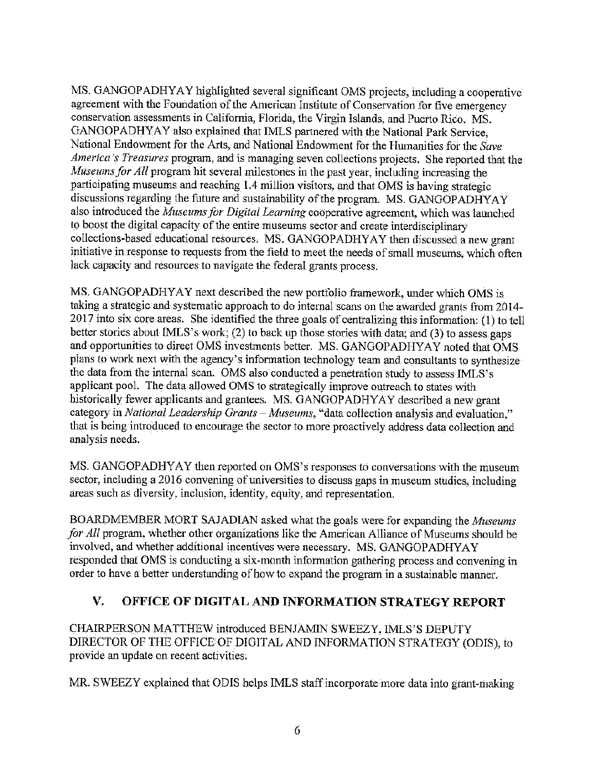MS. GANGOPADHYAY highlighted several significant OMS projects, including a cooperative agreement with the Foundation of the American Institute of Conservation for five emergency conservation assessments in California, Florida, the Virgin Islands, and Puerto Rico. MS. GANGOPADHYAY also explained that IMLS partnered with the National Park Service, National Endowment for the Arts, and National Endowment for the Humanities for the *Save America's Treasures* program, and is managing seven collections projects. She reported that the *Museums for All* program hit several milestones in the past year, including increasing the participating museums and reaching 1.4 million visitors, and that OMS is having strategic discussions regarding the future and sustainability of the program. MS. GANGOPADHYAY also introduced the *Museums for Digital Learning* cooperative agreement, which was launched to boost the digital capacity of the entire museums sector and create interdisciplinary collections-based educational resources. MS. GANGOPADHYAY then discussed a new grant initiative in response to requests from the field to meet the needs of small museums, which often lack capacity and resources to navigate the federal grants process.

MS. GANGOPADHYAY next described the new portfolio framework, under which OMS is taking a strategic and systematic approach to do internal scans on the awarded grants from 2014-2017 into six core areas. She identified the three goals of centralizing this information: (1) to tell better stories about IMLS's work; (2) to back up those stories with data; and (3) to assess gaps and opportunities to direct OMS investments better. MS. GANGOPADHYAY noted that OMS plans to work next with the agency's information technology team and consultants to synthesize the data from the internal scan. OMS also conducted a penetration study to assess IMLS's applicant pool. The data allowed OMS to strategically improve outreach to states with historically fewer applicants and grantees. MS. GANGOPADHYAY described a new grant category in *National Leadership Grants – Museums*, "data collection analysis and evaluation," that is being introduced to encourage the sector to more proactively address data collection and analysis needs.

MS. GANGOPADHYAY then reported on OMS's responses to conversations with the museum sector, including a 2016 convening of universities to discuss gaps in museum studies, including areas such as diversity, inclusion, identity, equity, and representation.

BOARDMEMBER MORT SAJADIAN asked what the goals were for expanding the *Museums for All* program, whether other organizations like the American Alliance of Museums should be involved, and whether additional incentives were necessary. MS. GANGOPADHYAY responded that OMS is conducting a six-month information gathering process and convening in order to have a better understanding of how to expand the program in a sustainable manner.

## V. OFFICE OF DIGITAL AND INFORMATION STRATEGY REPORT

CHAIRPERSON MATTHEW introduced BENJAMIN SWEEZY, IMLS'S DEPUTY DIRECTOR OF THE OFFICE OF DIGITAL AND INFORMATION STRATEGY (ODIS), to provide an update on recent activities.

MR. SWEEZY explained that ODIS helps IMLS staff incorporate more data into grant-making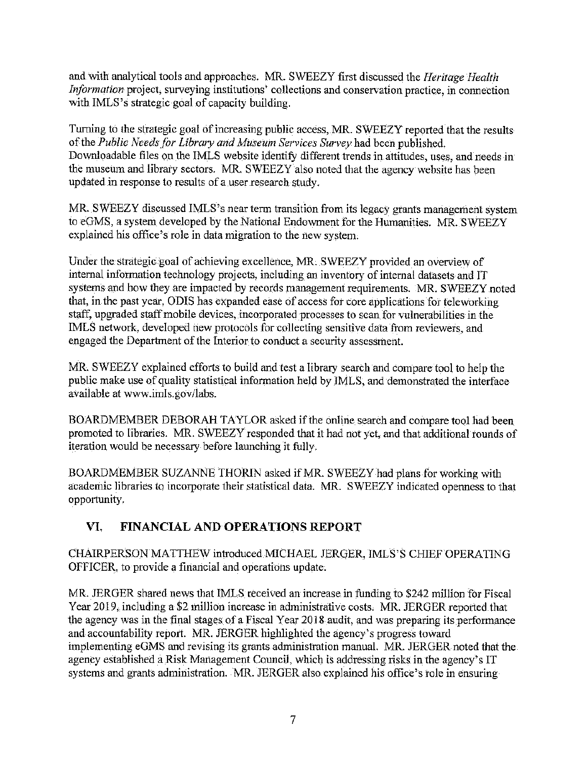and with analytical tools and approaches. MR. SWEEZY first discussed the *Heritage Health Information* project, surveying institutions' collections and conservation practice, in connection with IMLS's strategic goal of capacity building.

Turning to the strategic goal of increasing public access, MR. SWEEZY reported that the results of the *Public Needs for Library and Museum Services Survey* had been published. Downloadable files on the IMLS website identify different trends in attitudes, uses, and needs in the museum and library sectors. MR. SWEEZY also noted that the agency website has been updated in response to results of a user research study.

MR. SWEEZY discussed IMLS's near term transition from its legacy grants management system to eGMS, a system developed by the National Endowment for the Humanities. MR. SWEEZY explained his office's role in data migration to the new system.

Under the strategic goal of achieving excellence, MR. SWEEZY provided an overview of internal information technology projects, including an inventory of internal datasets and IT systems and how they are impacted by records management requirements. MR. SWEEZY noted that, in the past year, ODIS has expanded ease of access for core applications for teleworking staff, upgraded staff mobile devices, incorporated processes to scan for vulnerabilities in the IMLS network, developed new protocols for collecting sensitive data from reviewers, and engaged the Department of the Interior to conduct a security assessment.

MR. SWEEZY explained efforts to build and test a library search and compare tool to help the public make use of quality statistical information held by IMLS, and demonstrated the interface available at www.imls.gov/labs.

BOARDMEMBER DEBORAH TAYLOR asked if the online search and compare tool had been promoted to libraries. MR. SWEEZY responded that it had not yet, and that additional rounds of iteration would be necessary before launching it fully.

BOARDMEMBER SUZANNE THORIN asked if MR. SWEEZY had plans for working with academic libraries to incorporate their statistical data. MR. SWEEZY indicated openness to that opportunity.

## VI. FINANCIAL AND OPERATIONS REPORT

CHAIRPERSON MATTHEW introduced MICHAEL JERGER, IMLS'S CHIEF OPERATING OFFICER, to provide a financial and operations update.

MR. JERGER shared news that IMLS received an increase in funding to $242 million for Fiscal Year 2019, including a $2 million increase in administrative costs. MR. JERGER reported that the agency was in the final stages of a Fiscal Year 2018 audit, and was preparing its performance and accountability report. MR. JERGER highlighted the agency's progress toward implementing eGMS and revising its grants administration manual. MR. JERGER noted that the agency established a Risk Management Council, which is addressing risks in the agency's IT systems and grants administration. MR. JERGER also explained his office's role in ensuring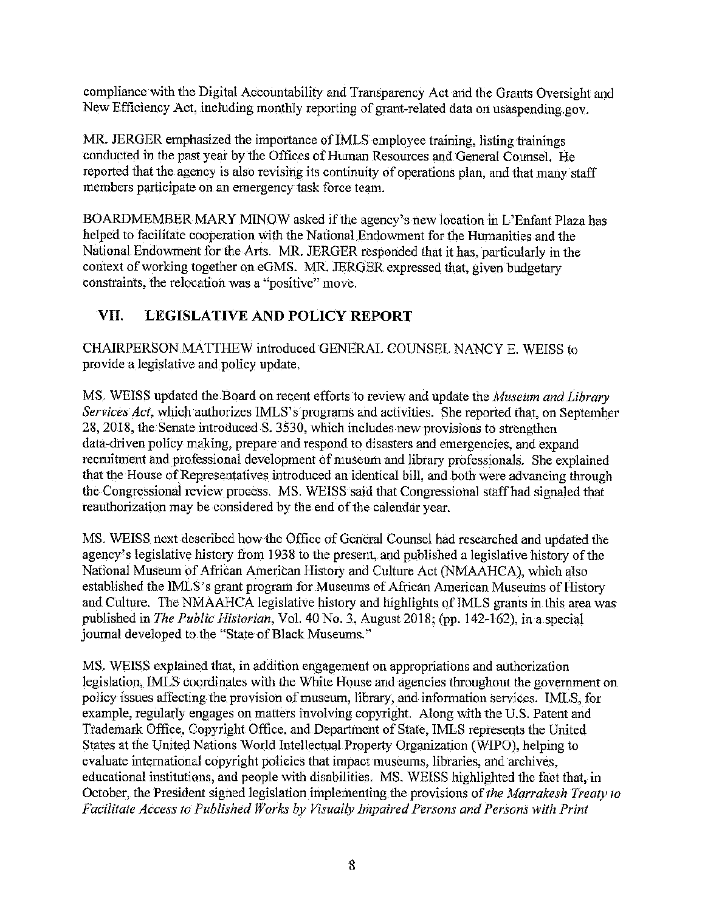compliance with the Digital Accountability and Transparency Act and the Grants Oversight and New Efficiency Act, including monthly reporting of grant-related data on usaspending.gov.

MR. JERGER emphasized the importance of IMLS employee training, listing trainings conducted in the past year by the Offices of Human Resources and General Counsel. He reported that the agency is also revising its continuity of operations plan, and that many staff members participate on an emergency task force team.

BOARDMEMBER MARY MINOW asked if the agency's new location in L'Enfant Plaza has helped to facilitate cooperation with the National Endowment for the Humanities and the National Endowment for the Arts. MR. JERGER responded that it has, particularly in the context of working together on eGMS. MR. JERGER expressed that, given budgetary constraints, the relocation was a "positive" move.

## VII. LEGISLATIVE AND POLICY REPORT

CHAIRPERSON MATTHEW introduced GENERAL COUNSEL NANCY E. WEISS to provide a legislative and policy update.

MS. WEISS updated the Board on recent efforts to review and update the *Museum and Library Services Act*, which authorizes IMLS's programs and activities. She reported that, on September 28, 2018, the Senate introduced S. 3530, which includes new provisions to strengthen data-driven policy making, prepare and respond to disasters and emergencies, and expand recruitment and professional development of museum and library professionals. She explained that the House of Representatives introduced an identical bill, and both were advancing through the Congressional review process. MS. WEISS said that Congressional staff had signaled that reauthorization may be considered by the end of the calendar year.

MS. WEISS next described how the Office of General Counsel had researched and updated the agency's legislative history from 1938 to the present, and published a legislative history of the National Museum of African American History and Culture Act (NMAAHCA), which also established the IMLS's grant program for Museums of African American Museums of History and Culture. The NMAAHCA legislative history and highlights of IMLS grants in this area was published in *The Public Historian*, Vol. 40 No. 3, August 2018; (pp. 142-162), in a special journal developed to the "State of Black Museums."

MS. WEISS explained that, in addition engagement on appropriations and authorization legislation, IMLS coordinates with the White House and agencies throughout the government on policy issues affecting the provision of museum, library, and information services. IMLS, for example, regularly engages on matters involving copyright. Along with the U.S. Patent and Trademark Office, Copyright Office, and Department of State, IMLS represents the United States at the United Nations World Intellectual Property Organization (WIPO), helping to evaluate international copyright policies that impact museums, libraries, and archives, educational institutions, and people with disabilities. MS. WEISS highlighted the fact that, in October, the President signed legislation implementing the provisions of *the Marrakesh Treaty to Facilitate Access to Published Works by Visually Impaired Persons and Persons with Print*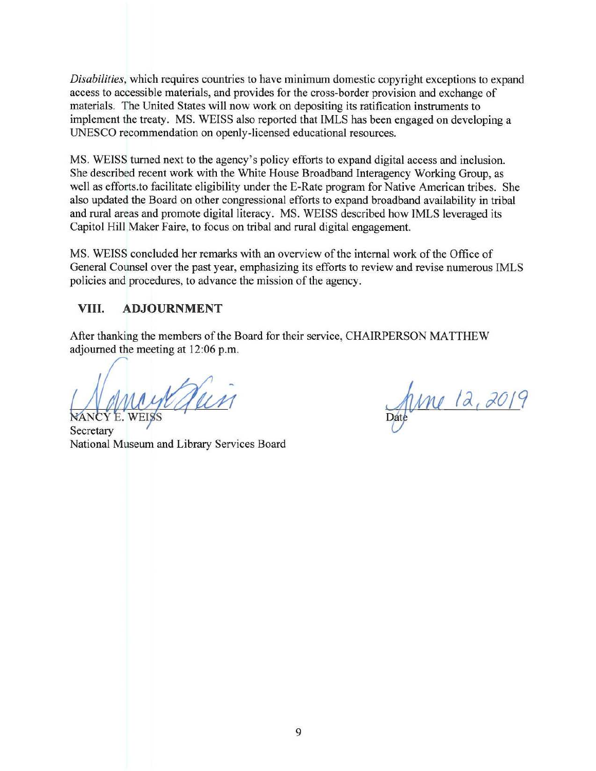*Disabilities*, which requires countries to have minimum domestic copyright exceptions to expand access to accessible materials, and provides for the cross-border provision and exchange of materials. The United States will now work on depositing its ratification instruments to implement the treaty. MS. WEISS also reported that IMLS has been engaged on developing a UNESCO recommendation on openly-licensed educational resources.

MS. WEISS turned next to the agency's policy efforts to expand digital access and inclusion. She described recent work with the White House Broadband Interagency Working Group, as well as efforts.to facilitate eligibility under the E-Rate program for Native American tribes. She also updated the Board on other congressional efforts to expand broadband availability in tribal and rural areas and promote digital literacy. MS. WEISS described how IMLS leveraged its Capitol Hill Maker Faire, to focus on tribal and rural digital engagement.

MS. WEISS concluded her remarks with an overview of the internal work of the Office of General Counsel over the past year, emphasizing its efforts to review and revise numerous IMLS policies and procedures, to advance the mission of the agency.

## VIII. ADJOURNMENT

After thanking the members of the Board for their service, CHAIRPERSON MATTHEW adjourned the meeting at 12:06 p.m.

NANCY E. WEISS
Secretary
National Museum and Library Services Board

June 12, 2019
Date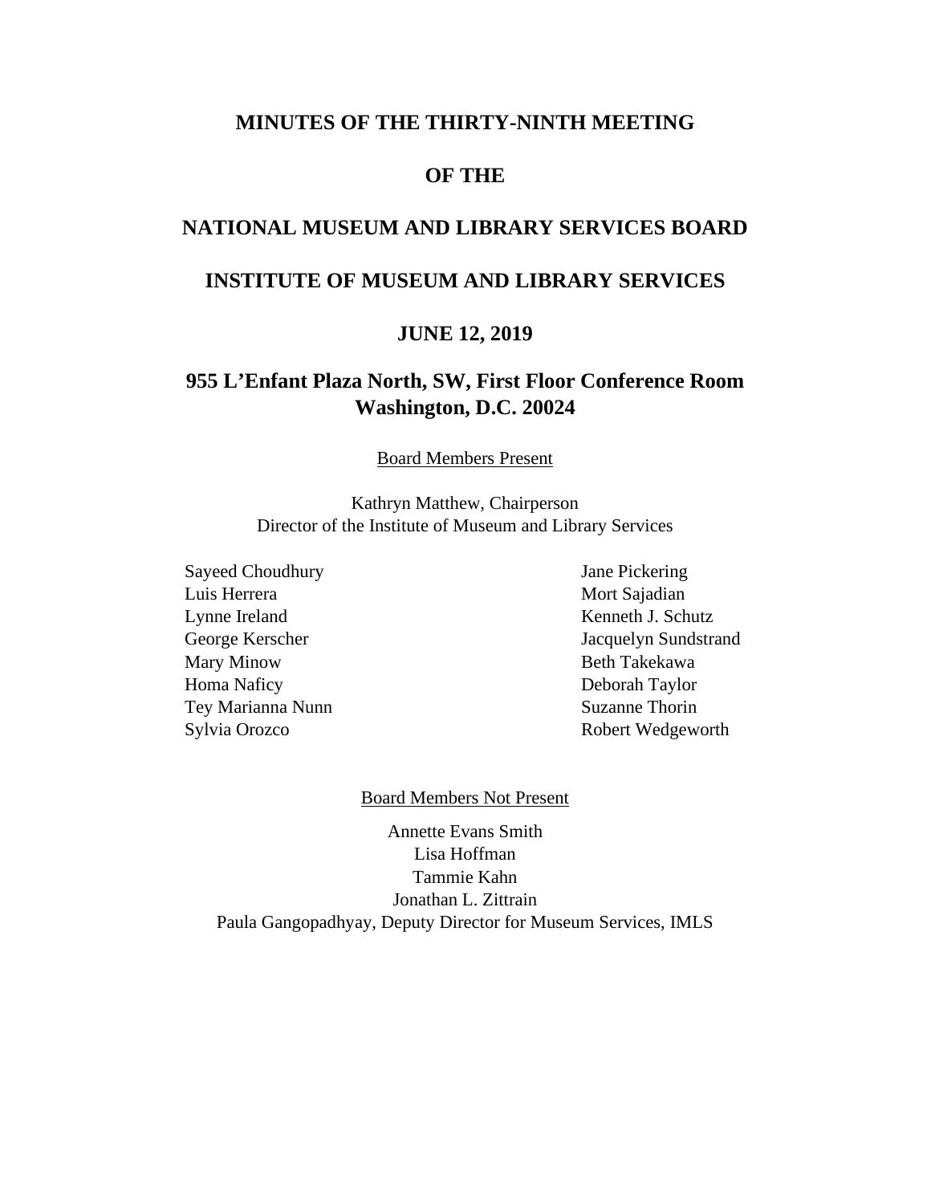# MINUTES OF THE THIRTY-NINTH MEETING

# OF THE

# NATIONAL MUSEUM AND LIBRARY SERVICES BOARD

# INSTITUTE OF MUSEUM AND LIBRARY SERVICES

# JUNE 12, 2019

## 955 L'Enfant Plaza North, SW, First Floor Conference Room
## Washington, D.C. 20024

Board Members Present

Kathryn Matthew, Chairperson
Director of the Institute of Museum and Library Services

Sayeed Choudhury
Luis Herrera
Lynne Ireland
George Kerscher
Mary Minow
Homa Naficy
Tey Marianna Nunn
Sylvia Orozco
Jane Pickering
Mort Sajadian
Kenneth J. Schutz
Jacquelyn Sundstrand
Beth Takekawa
Deborah Taylor
Suzanne Thorin
Robert Wedgeworth

Board Members Not Present

Annette Evans Smith
Lisa Hoffman
Tammie Kahn
Jonathan L. Zittrain
Paula Gangopadhyay, Deputy Director for Museum Services, IMLS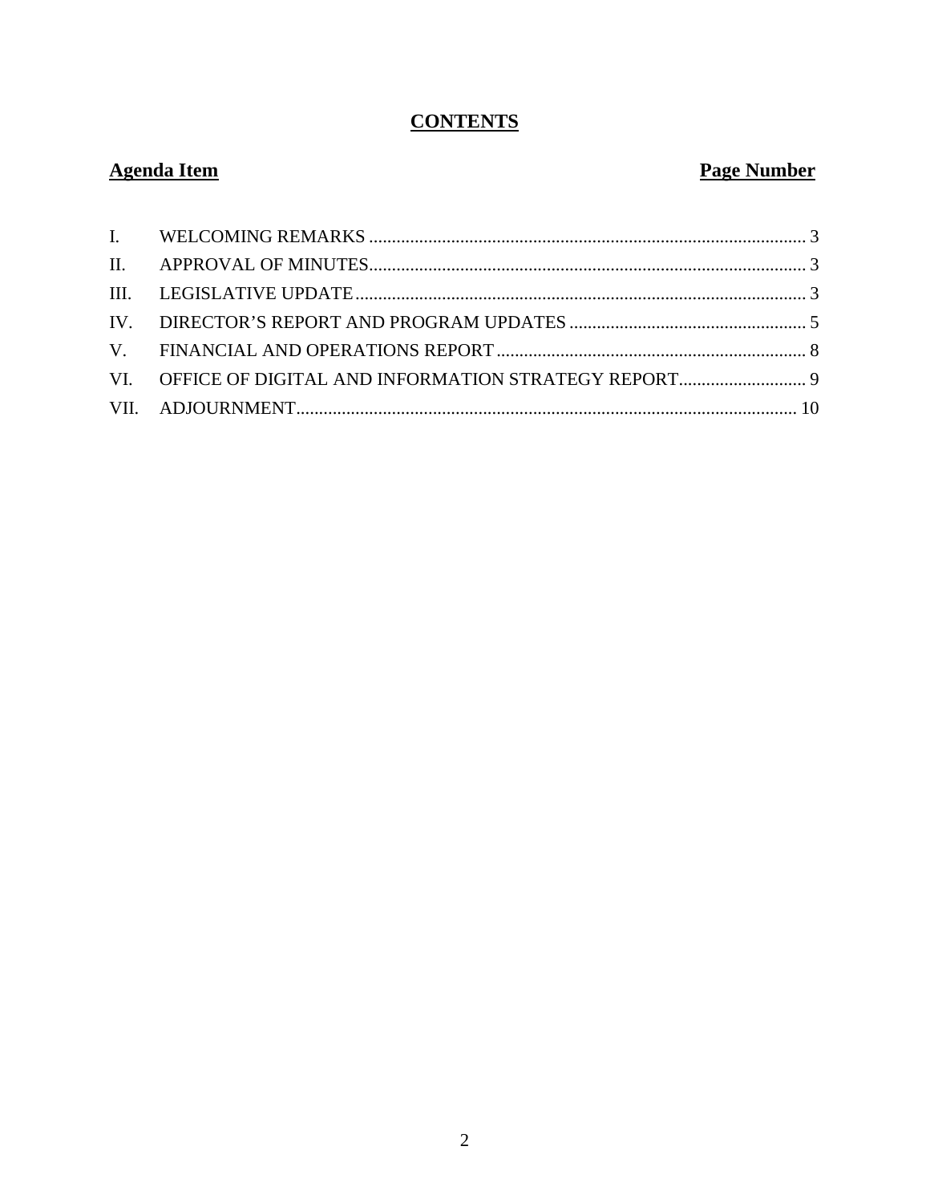# CONTENTS

| Agenda Item | | Page Number |
|---|---|---|
| I. | WELCOMING REMARKS | 3 |
| II. | APPROVAL OF MINUTES | 3 |
| III. | LEGISLATIVE UPDATE | 3 |
| IV. | DIRECTOR'S REPORT AND PROGRAM UPDATES | 5 |
| V. | FINANCIAL AND OPERATIONS REPORT | 8 |
| VI. | OFFICE OF DIGITAL AND INFORMATION STRATEGY REPORT | 9 |
| VII. | ADJOURNMENT | 10 |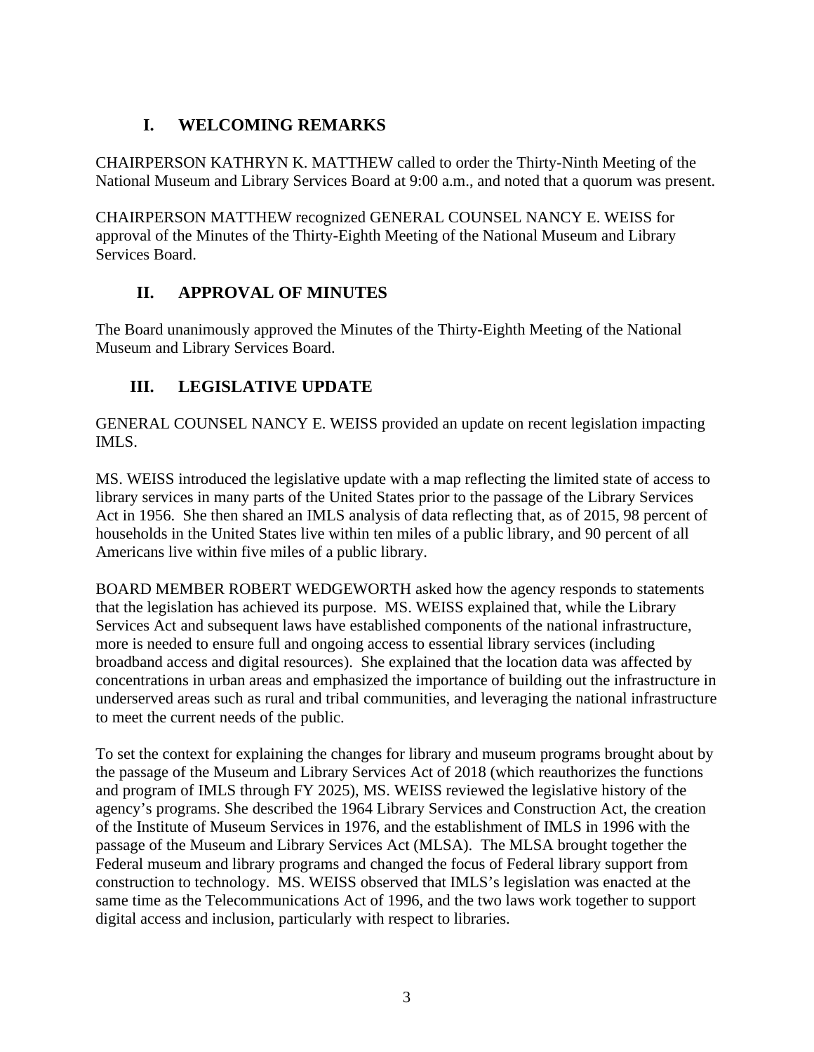## I. WELCOMING REMARKS

CHAIRPERSON KATHRYN K. MATTHEW called to order the Thirty-Ninth Meeting of the National Museum and Library Services Board at 9:00 a.m., and noted that a quorum was present.

CHAIRPERSON MATTHEW recognized GENERAL COUNSEL NANCY E. WEISS for approval of the Minutes of the Thirty-Eighth Meeting of the National Museum and Library Services Board.

## II. APPROVAL OF MINUTES

The Board unanimously approved the Minutes of the Thirty-Eighth Meeting of the National Museum and Library Services Board.

## III. LEGISLATIVE UPDATE

GENERAL COUNSEL NANCY E. WEISS provided an update on recent legislation impacting IMLS.

MS. WEISS introduced the legislative update with a map reflecting the limited state of access to library services in many parts of the United States prior to the passage of the Library Services Act in 1956. She then shared an IMLS analysis of data reflecting that, as of 2015, 98 percent of households in the United States live within ten miles of a public library, and 90 percent of all Americans live within five miles of a public library.

BOARD MEMBER ROBERT WEDGEWORTH asked how the agency responds to statements that the legislation has achieved its purpose. MS. WEISS explained that, while the Library Services Act and subsequent laws have established components of the national infrastructure, more is needed to ensure full and ongoing access to essential library services (including broadband access and digital resources). She explained that the location data was affected by concentrations in urban areas and emphasized the importance of building out the infrastructure in underserved areas such as rural and tribal communities, and leveraging the national infrastructure to meet the current needs of the public.

To set the context for explaining the changes for library and museum programs brought about by the passage of the Museum and Library Services Act of 2018 (which reauthorizes the functions and program of IMLS through FY 2025), MS. WEISS reviewed the legislative history of the agency's programs. She described the 1964 Library Services and Construction Act, the creation of the Institute of Museum Services in 1976, and the establishment of IMLS in 1996 with the passage of the Museum and Library Services Act (MLSA). The MLSA brought together the Federal museum and library programs and changed the focus of Federal library support from construction to technology. MS. WEISS observed that IMLS's legislation was enacted at the same time as the Telecommunications Act of 1996, and the two laws work together to support digital access and inclusion, particularly with respect to libraries.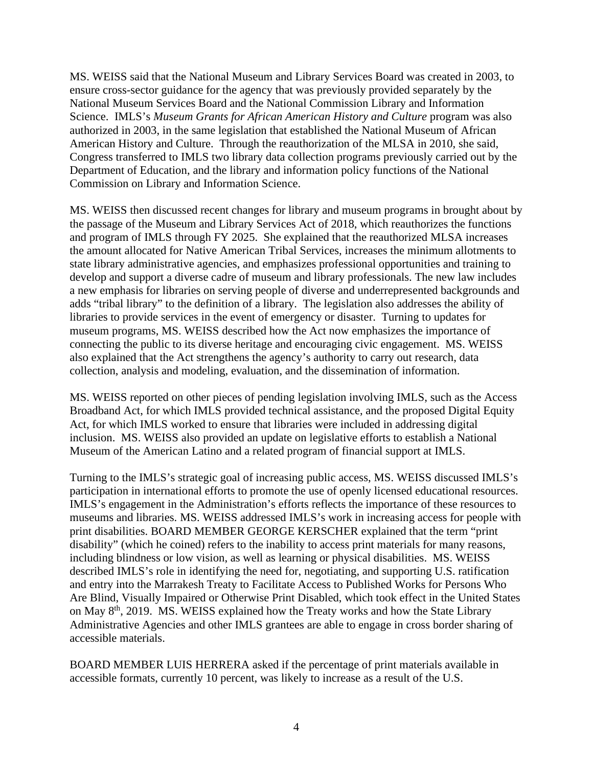MS. WEISS said that the National Museum and Library Services Board was created in 2003, to ensure cross-sector guidance for the agency that was previously provided separately by the National Museum Services Board and the National Commission Library and Information Science. IMLS's *Museum Grants for African American History and Culture* program was also authorized in 2003, in the same legislation that established the National Museum of African American History and Culture. Through the reauthorization of the MLSA in 2010, she said, Congress transferred to IMLS two library data collection programs previously carried out by the Department of Education, and the library and information policy functions of the National Commission on Library and Information Science.

MS. WEISS then discussed recent changes for library and museum programs in brought about by the passage of the Museum and Library Services Act of 2018, which reauthorizes the functions and program of IMLS through FY 2025. She explained that the reauthorized MLSA increases the amount allocated for Native American Tribal Services, increases the minimum allotments to state library administrative agencies, and emphasizes professional opportunities and training to develop and support a diverse cadre of museum and library professionals. The new law includes a new emphasis for libraries on serving people of diverse and underrepresented backgrounds and adds "tribal library" to the definition of a library. The legislation also addresses the ability of libraries to provide services in the event of emergency or disaster. Turning to updates for museum programs, MS. WEISS described how the Act now emphasizes the importance of connecting the public to its diverse heritage and encouraging civic engagement. MS. WEISS also explained that the Act strengthens the agency's authority to carry out research, data collection, analysis and modeling, evaluation, and the dissemination of information.

MS. WEISS reported on other pieces of pending legislation involving IMLS, such as the Access Broadband Act, for which IMLS provided technical assistance, and the proposed Digital Equity Act, for which IMLS worked to ensure that libraries were included in addressing digital inclusion. MS. WEISS also provided an update on legislative efforts to establish a National Museum of the American Latino and a related program of financial support at IMLS.

Turning to the IMLS's strategic goal of increasing public access, MS. WEISS discussed IMLS's participation in international efforts to promote the use of openly licensed educational resources. IMLS's engagement in the Administration's efforts reflects the importance of these resources to museums and libraries. MS. WEISS addressed IMLS's work in increasing access for people with print disabilities. BOARD MEMBER GEORGE KERSCHER explained that the term "print disability" (which he coined) refers to the inability to access print materials for many reasons, including blindness or low vision, as well as learning or physical disabilities. MS. WEISS described IMLS's role in identifying the need for, negotiating, and supporting U.S. ratification and entry into the Marrakesh Treaty to Facilitate Access to Published Works for Persons Who Are Blind, Visually Impaired or Otherwise Print Disabled, which took effect in the United States on May 8th, 2019. MS. WEISS explained how the Treaty works and how the State Library Administrative Agencies and other IMLS grantees are able to engage in cross border sharing of accessible materials.

BOARD MEMBER LUIS HERRERA asked if the percentage of print materials available in accessible formats, currently 10 percent, was likely to increase as a result of the U.S.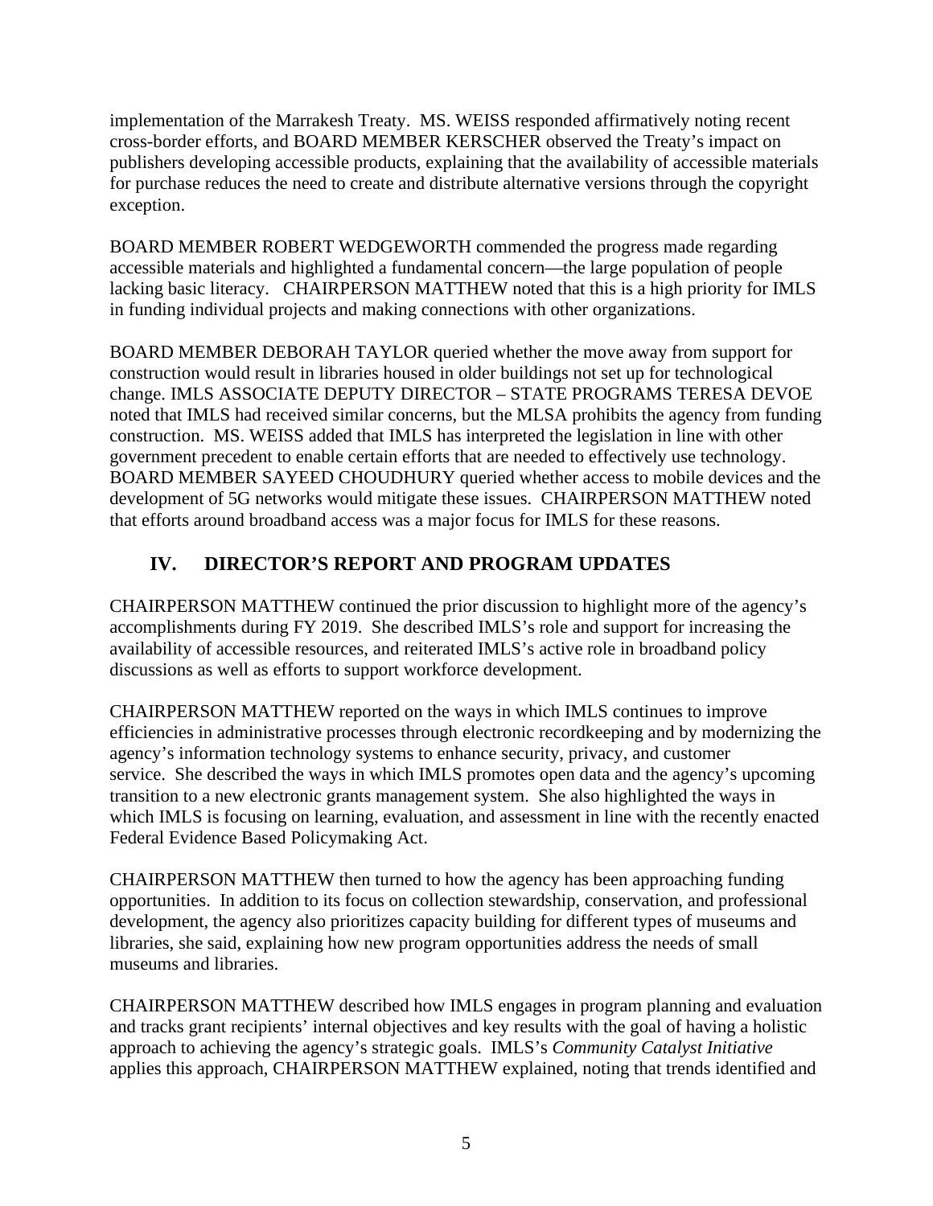implementation of the Marrakesh Treaty. MS. WEISS responded affirmatively noting recent cross-border efforts, and BOARD MEMBER KERSCHER observed the Treaty's impact on publishers developing accessible products, explaining that the availability of accessible materials for purchase reduces the need to create and distribute alternative versions through the copyright exception.

BOARD MEMBER ROBERT WEDGEWORTH commended the progress made regarding accessible materials and highlighted a fundamental concern—the large population of people lacking basic literacy. CHAIRPERSON MATTHEW noted that this is a high priority for IMLS in funding individual projects and making connections with other organizations.

BOARD MEMBER DEBORAH TAYLOR queried whether the move away from support for construction would result in libraries housed in older buildings not set up for technological change. IMLS ASSOCIATE DEPUTY DIRECTOR – STATE PROGRAMS TERESA DEVOE noted that IMLS had received similar concerns, but the MLSA prohibits the agency from funding construction. MS. WEISS added that IMLS has interpreted the legislation in line with other government precedent to enable certain efforts that are needed to effectively use technology. BOARD MEMBER SAYEED CHOUDHURY queried whether access to mobile devices and the development of 5G networks would mitigate these issues. CHAIRPERSON MATTHEW noted that efforts around broadband access was a major focus for IMLS for these reasons.

## IV. DIRECTOR'S REPORT AND PROGRAM UPDATES

CHAIRPERSON MATTHEW continued the prior discussion to highlight more of the agency's accomplishments during FY 2019. She described IMLS's role and support for increasing the availability of accessible resources, and reiterated IMLS's active role in broadband policy discussions as well as efforts to support workforce development.

CHAIRPERSON MATTHEW reported on the ways in which IMLS continues to improve efficiencies in administrative processes through electronic recordkeeping and by modernizing the agency's information technology systems to enhance security, privacy, and customer service. She described the ways in which IMLS promotes open data and the agency's upcoming transition to a new electronic grants management system. She also highlighted the ways in which IMLS is focusing on learning, evaluation, and assessment in line with the recently enacted Federal Evidence Based Policymaking Act.

CHAIRPERSON MATTHEW then turned to how the agency has been approaching funding opportunities. In addition to its focus on collection stewardship, conservation, and professional development, the agency also prioritizes capacity building for different types of museums and libraries, she said, explaining how new program opportunities address the needs of small museums and libraries.

CHAIRPERSON MATTHEW described how IMLS engages in program planning and evaluation and tracks grant recipients' internal objectives and key results with the goal of having a holistic approach to achieving the agency's strategic goals. IMLS's *Community Catalyst Initiative* applies this approach, CHAIRPERSON MATTHEW explained, noting that trends identified and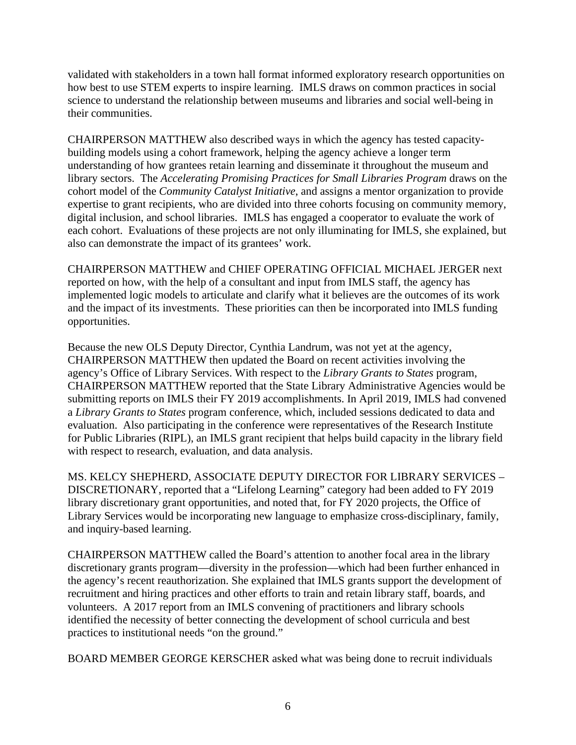validated with stakeholders in a town hall format informed exploratory research opportunities on how best to use STEM experts to inspire learning. IMLS draws on common practices in social science to understand the relationship between museums and libraries and social well-being in their communities.

CHAIRPERSON MATTHEW also described ways in which the agency has tested capacity-building models using a cohort framework, helping the agency achieve a longer term understanding of how grantees retain learning and disseminate it throughout the museum and library sectors. The *Accelerating Promising Practices for Small Libraries Program* draws on the cohort model of the *Community Catalyst Initiative*, and assigns a mentor organization to provide expertise to grant recipients, who are divided into three cohorts focusing on community memory, digital inclusion, and school libraries. IMLS has engaged a cooperator to evaluate the work of each cohort. Evaluations of these projects are not only illuminating for IMLS, she explained, but also can demonstrate the impact of its grantees' work.

CHAIRPERSON MATTHEW and CHIEF OPERATING OFFICIAL MICHAEL JERGER next reported on how, with the help of a consultant and input from IMLS staff, the agency has implemented logic models to articulate and clarify what it believes are the outcomes of its work and the impact of its investments. These priorities can then be incorporated into IMLS funding opportunities.

Because the new OLS Deputy Director, Cynthia Landrum, was not yet at the agency, CHAIRPERSON MATTHEW then updated the Board on recent activities involving the agency's Office of Library Services. With respect to the *Library Grants to States* program, CHAIRPERSON MATTHEW reported that the State Library Administrative Agencies would be submitting reports on IMLS their FY 2019 accomplishments. In April 2019, IMLS had convened a *Library Grants to States* program conference, which, included sessions dedicated to data and evaluation. Also participating in the conference were representatives of the Research Institute for Public Libraries (RIPL), an IMLS grant recipient that helps build capacity in the library field with respect to research, evaluation, and data analysis.

MS. KELCY SHEPHERD, ASSOCIATE DEPUTY DIRECTOR FOR LIBRARY SERVICES – DISCRETIONARY, reported that a "Lifelong Learning" category had been added to FY 2019 library discretionary grant opportunities, and noted that, for FY 2020 projects, the Office of Library Services would be incorporating new language to emphasize cross-disciplinary, family, and inquiry-based learning.

CHAIRPERSON MATTHEW called the Board's attention to another focal area in the library discretionary grants program—diversity in the profession—which had been further enhanced in the agency's recent reauthorization. She explained that IMLS grants support the development of recruitment and hiring practices and other efforts to train and retain library staff, boards, and volunteers. A 2017 report from an IMLS convening of practitioners and library schools identified the necessity of better connecting the development of school curricula and best practices to institutional needs "on the ground."

BOARD MEMBER GEORGE KERSCHER asked what was being done to recruit individuals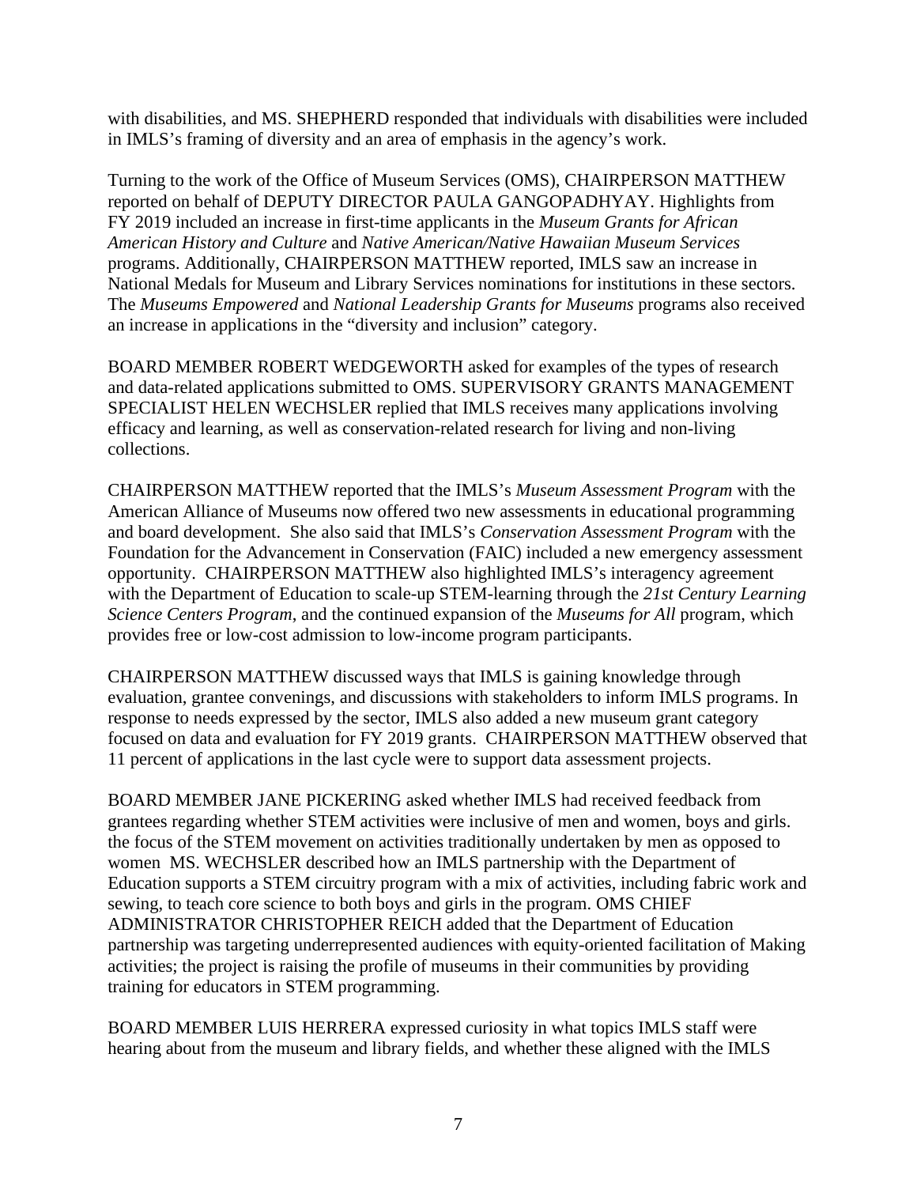with disabilities, and MS. SHEPHERD responded that individuals with disabilities were included in IMLS's framing of diversity and an area of emphasis in the agency's work.

Turning to the work of the Office of Museum Services (OMS), CHAIRPERSON MATTHEW reported on behalf of DEPUTY DIRECTOR PAULA GANGOPADHYAY. Highlights from FY 2019 included an increase in first-time applicants in the *Museum Grants for African American History and Culture* and *Native American/Native Hawaiian Museum Services* programs. Additionally, CHAIRPERSON MATTHEW reported, IMLS saw an increase in National Medals for Museum and Library Services nominations for institutions in these sectors. The *Museums Empowered* and *National Leadership Grants for Museums* programs also received an increase in applications in the "diversity and inclusion" category.

BOARD MEMBER ROBERT WEDGEWORTH asked for examples of the types of research and data-related applications submitted to OMS. SUPERVISORY GRANTS MANAGEMENT SPECIALIST HELEN WECHSLER replied that IMLS receives many applications involving efficacy and learning, as well as conservation-related research for living and non-living collections.

CHAIRPERSON MATTHEW reported that the IMLS's *Museum Assessment Program* with the American Alliance of Museums now offered two new assessments in educational programming and board development. She also said that IMLS's *Conservation Assessment Program* with the Foundation for the Advancement in Conservation (FAIC) included a new emergency assessment opportunity. CHAIRPERSON MATTHEW also highlighted IMLS's interagency agreement with the Department of Education to scale-up STEM-learning through the *21st Century Learning Science Centers Program*, and the continued expansion of the *Museums for All* program, which provides free or low-cost admission to low-income program participants.

CHAIRPERSON MATTHEW discussed ways that IMLS is gaining knowledge through evaluation, grantee convenings, and discussions with stakeholders to inform IMLS programs. In response to needs expressed by the sector, IMLS also added a new museum grant category focused on data and evaluation for FY 2019 grants. CHAIRPERSON MATTHEW observed that 11 percent of applications in the last cycle were to support data assessment projects.

BOARD MEMBER JANE PICKERING asked whether IMLS had received feedback from grantees regarding whether STEM activities were inclusive of men and women, boys and girls. the focus of the STEM movement on activities traditionally undertaken by men as opposed to women MS. WECHSLER described how an IMLS partnership with the Department of Education supports a STEM circuitry program with a mix of activities, including fabric work and sewing, to teach core science to both boys and girls in the program. OMS CHIEF ADMINISTRATOR CHRISTOPHER REICH added that the Department of Education partnership was targeting underrepresented audiences with equity-oriented facilitation of Making activities; the project is raising the profile of museums in their communities by providing training for educators in STEM programming.

BOARD MEMBER LUIS HERRERA expressed curiosity in what topics IMLS staff were hearing about from the museum and library fields, and whether these aligned with the IMLS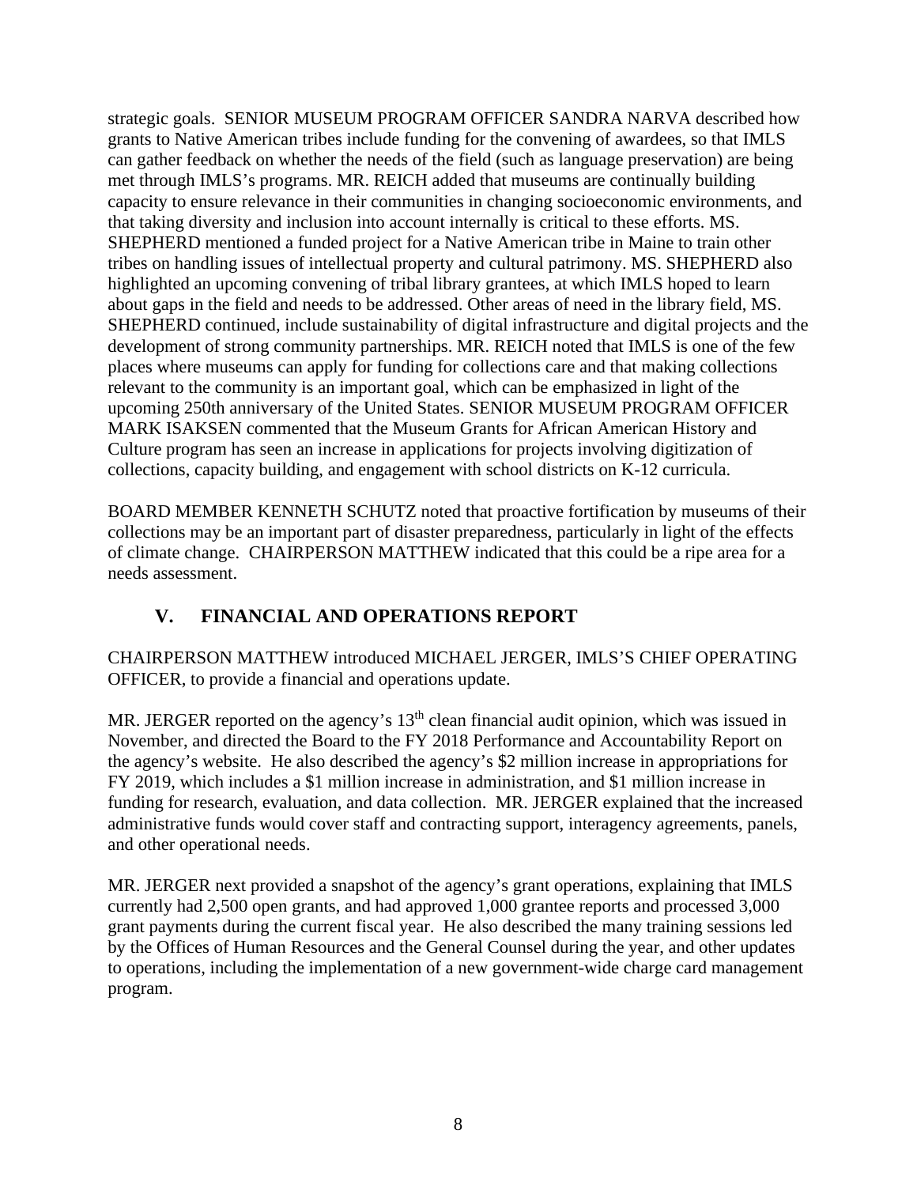strategic goals. SENIOR MUSEUM PROGRAM OFFICER SANDRA NARVA described how grants to Native American tribes include funding for the convening of awardees, so that IMLS can gather feedback on whether the needs of the field (such as language preservation) are being met through IMLS's programs. MR. REICH added that museums are continually building capacity to ensure relevance in their communities in changing socioeconomic environments, and that taking diversity and inclusion into account internally is critical to these efforts. MS. SHEPHERD mentioned a funded project for a Native American tribe in Maine to train other tribes on handling issues of intellectual property and cultural patrimony. MS. SHEPHERD also highlighted an upcoming convening of tribal library grantees, at which IMLS hoped to learn about gaps in the field and needs to be addressed. Other areas of need in the library field, MS. SHEPHERD continued, include sustainability of digital infrastructure and digital projects and the development of strong community partnerships. MR. REICH noted that IMLS is one of the few places where museums can apply for funding for collections care and that making collections relevant to the community is an important goal, which can be emphasized in light of the upcoming 250th anniversary of the United States. SENIOR MUSEUM PROGRAM OFFICER MARK ISAKSEN commented that the Museum Grants for African American History and Culture program has seen an increase in applications for projects involving digitization of collections, capacity building, and engagement with school districts on K-12 curricula.

BOARD MEMBER KENNETH SCHUTZ noted that proactive fortification by museums of their collections may be an important part of disaster preparedness, particularly in light of the effects of climate change. CHAIRPERSON MATTHEW indicated that this could be a ripe area for a needs assessment.

## V. FINANCIAL AND OPERATIONS REPORT

CHAIRPERSON MATTHEW introduced MICHAEL JERGER, IMLS'S CHIEF OPERATING OFFICER, to provide a financial and operations update.

MR. JERGER reported on the agency's 13th clean financial audit opinion, which was issued in November, and directed the Board to the FY 2018 Performance and Accountability Report on the agency's website. He also described the agency's $2 million increase in appropriations for FY 2019, which includes a $1 million increase in administration, and $1 million increase in funding for research, evaluation, and data collection. MR. JERGER explained that the increased administrative funds would cover staff and contracting support, interagency agreements, panels, and other operational needs.

MR. JERGER next provided a snapshot of the agency's grant operations, explaining that IMLS currently had 2,500 open grants, and had approved 1,000 grantee reports and processed 3,000 grant payments during the current fiscal year. He also described the many training sessions led by the Offices of Human Resources and the General Counsel during the year, and other updates to operations, including the implementation of a new government-wide charge card management program.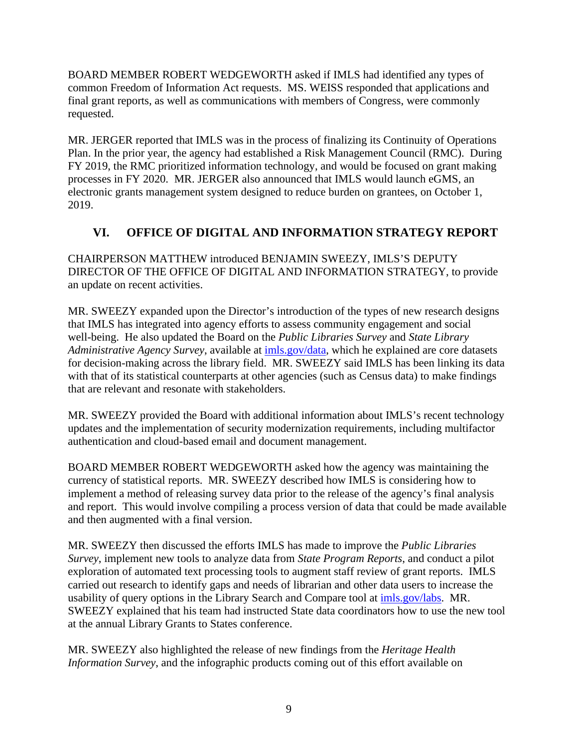BOARD MEMBER ROBERT WEDGEWORTH asked if IMLS had identified any types of common Freedom of Information Act requests. MS. WEISS responded that applications and final grant reports, as well as communications with members of Congress, were commonly requested.

MR. JERGER reported that IMLS was in the process of finalizing its Continuity of Operations Plan. In the prior year, the agency had established a Risk Management Council (RMC). During FY 2019, the RMC prioritized information technology, and would be focused on grant making processes in FY 2020. MR. JERGER also announced that IMLS would launch eGMS, an electronic grants management system designed to reduce burden on grantees, on October 1, 2019.

## VI. OFFICE OF DIGITAL AND INFORMATION STRATEGY REPORT

CHAIRPERSON MATTHEW introduced BENJAMIN SWEEZY, IMLS'S DEPUTY DIRECTOR OF THE OFFICE OF DIGITAL AND INFORMATION STRATEGY, to provide an update on recent activities.

MR. SWEEZY expanded upon the Director's introduction of the types of new research designs that IMLS has integrated into agency efforts to assess community engagement and social well-being. He also updated the Board on the *Public Libraries Survey* and *State Library Administrative Agency Survey*, available at [imls.gov/data](imls.gov/data), which he explained are core datasets for decision-making across the library field. MR. SWEEZY said IMLS has been linking its data with that of its statistical counterparts at other agencies (such as Census data) to make findings that are relevant and resonate with stakeholders.

MR. SWEEZY provided the Board with additional information about IMLS's recent technology updates and the implementation of security modernization requirements, including multifactor authentication and cloud-based email and document management.

BOARD MEMBER ROBERT WEDGEWORTH asked how the agency was maintaining the currency of statistical reports. MR. SWEEZY described how IMLS is considering how to implement a method of releasing survey data prior to the release of the agency's final analysis and report. This would involve compiling a process version of data that could be made available and then augmented with a final version.

MR. SWEEZY then discussed the efforts IMLS has made to improve the *Public Libraries Survey*, implement new tools to analyze data from *State Program Reports*, and conduct a pilot exploration of automated text processing tools to augment staff review of grant reports. IMLS carried out research to identify gaps and needs of librarian and other data users to increase the usability of query options in the Library Search and Compare tool at [imls.gov/labs](imls.gov/labs). MR. SWEEZY explained that his team had instructed State data coordinators how to use the new tool at the annual Library Grants to States conference.

MR. SWEEZY also highlighted the release of new findings from the *Heritage Health Information Survey*, and the infographic products coming out of this effort available on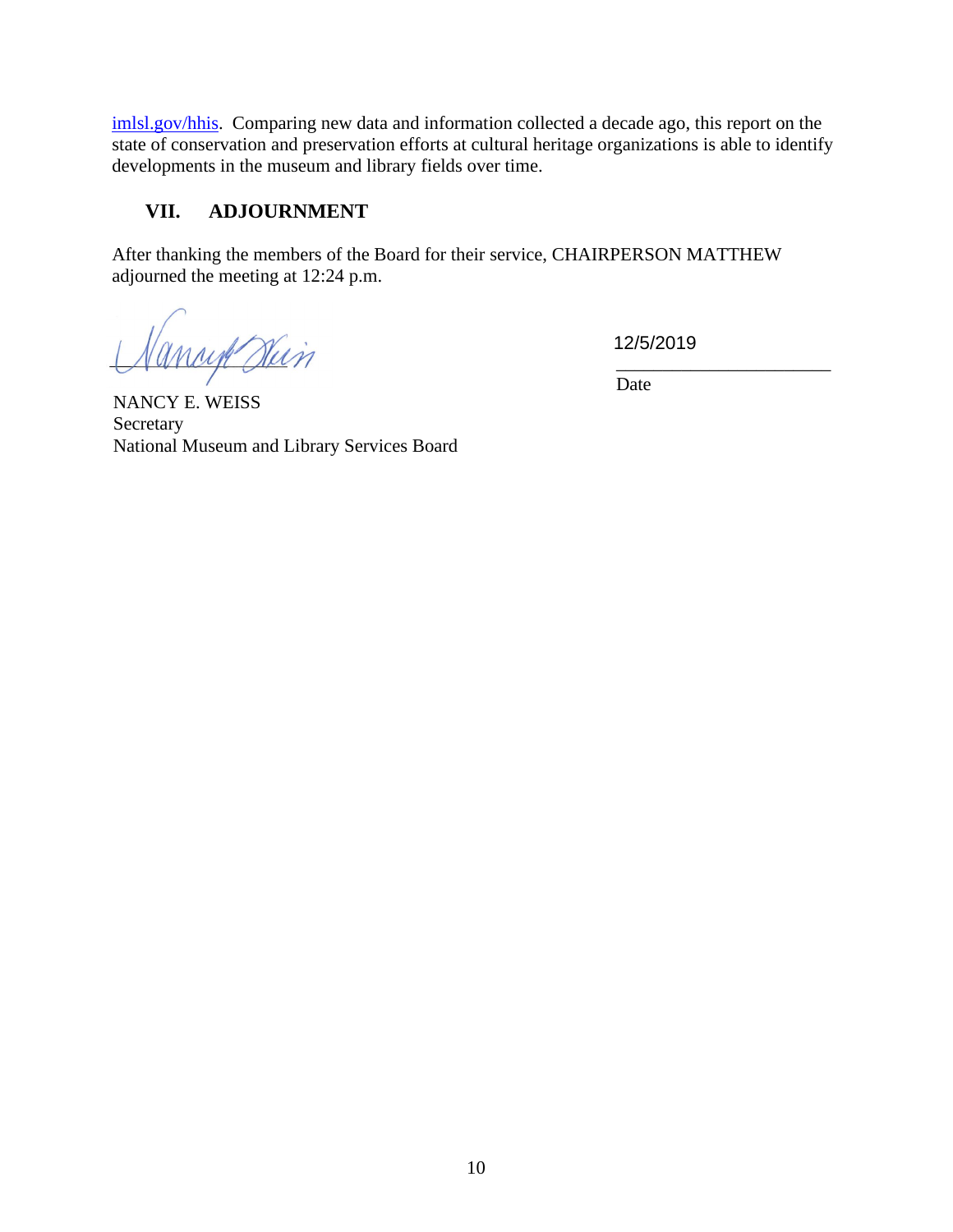imlsl.gov/hhis. Comparing new data and information collected a decade ago, this report on the state of conservation and preservation efforts at cultural heritage organizations is able to identify developments in the museum and library fields over time.

## VII. ADJOURNMENT

After thanking the members of the Board for their service, CHAIRPERSON MATTHEW adjourned the meeting at 12:24 p.m.

NANCY E. WEISS
Secretary
National Museum and Library Services Board

12/5/2019
Date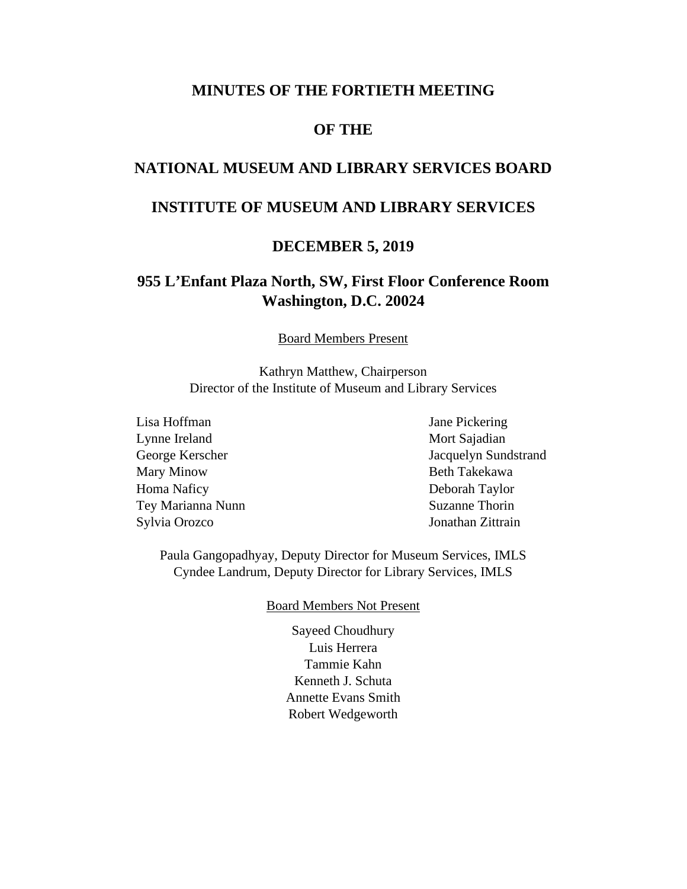# MINUTES OF THE FORTIETH MEETING

# OF THE

# NATIONAL MUSEUM AND LIBRARY SERVICES BOARD

# INSTITUTE OF MUSEUM AND LIBRARY SERVICES

# DECEMBER 5, 2019

## 955 L'Enfant Plaza North, SW, First Floor Conference Room
## Washington, D.C. 20024

Board Members Present

Kathryn Matthew, Chairperson
Director of the Institute of Museum and Library Services

Lisa Hoffman
Lynne Ireland
George Kerscher
Mary Minow
Homa Naficy
Tey Marianna Nunn
Sylvia Orozco
Jane Pickering
Mort Sajadian
Jacquelyn Sundstrand
Beth Takekawa
Deborah Taylor
Suzanne Thorin
Jonathan Zittrain

Paula Gangopadhyay, Deputy Director for Museum Services, IMLS
Cyndee Landrum, Deputy Director for Library Services, IMLS

Board Members Not Present

Sayeed Choudhury
Luis Herrera
Tammie Kahn
Kenneth J. Schuta
Annette Evans Smith
Robert Wedgeworth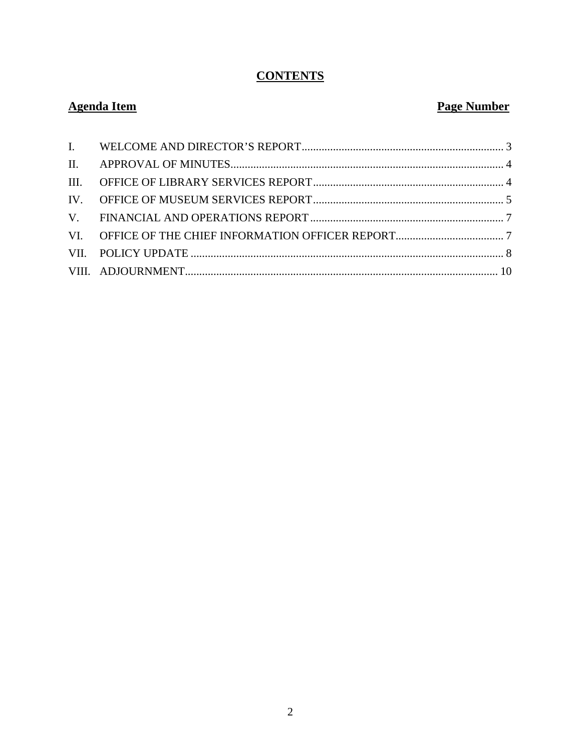# CONTENTS

| **Agenda Item** | | **Page Number** |
|---|---|---|
| I. | WELCOME AND DIRECTOR'S REPORT | 3 |
| II. | APPROVAL OF MINUTES | 4 |
| III. | OFFICE OF LIBRARY SERVICES REPORT | 4 |
| IV. | OFFICE OF MUSEUM SERVICES REPORT | 5 |
| V. | FINANCIAL AND OPERATIONS REPORT | 7 |
| VI. | OFFICE OF THE CHIEF INFORMATION OFFICER REPORT | 7 |
| VII. | POLICY UPDATE | 8 |
| VIII. | ADJOURNMENT | 10 |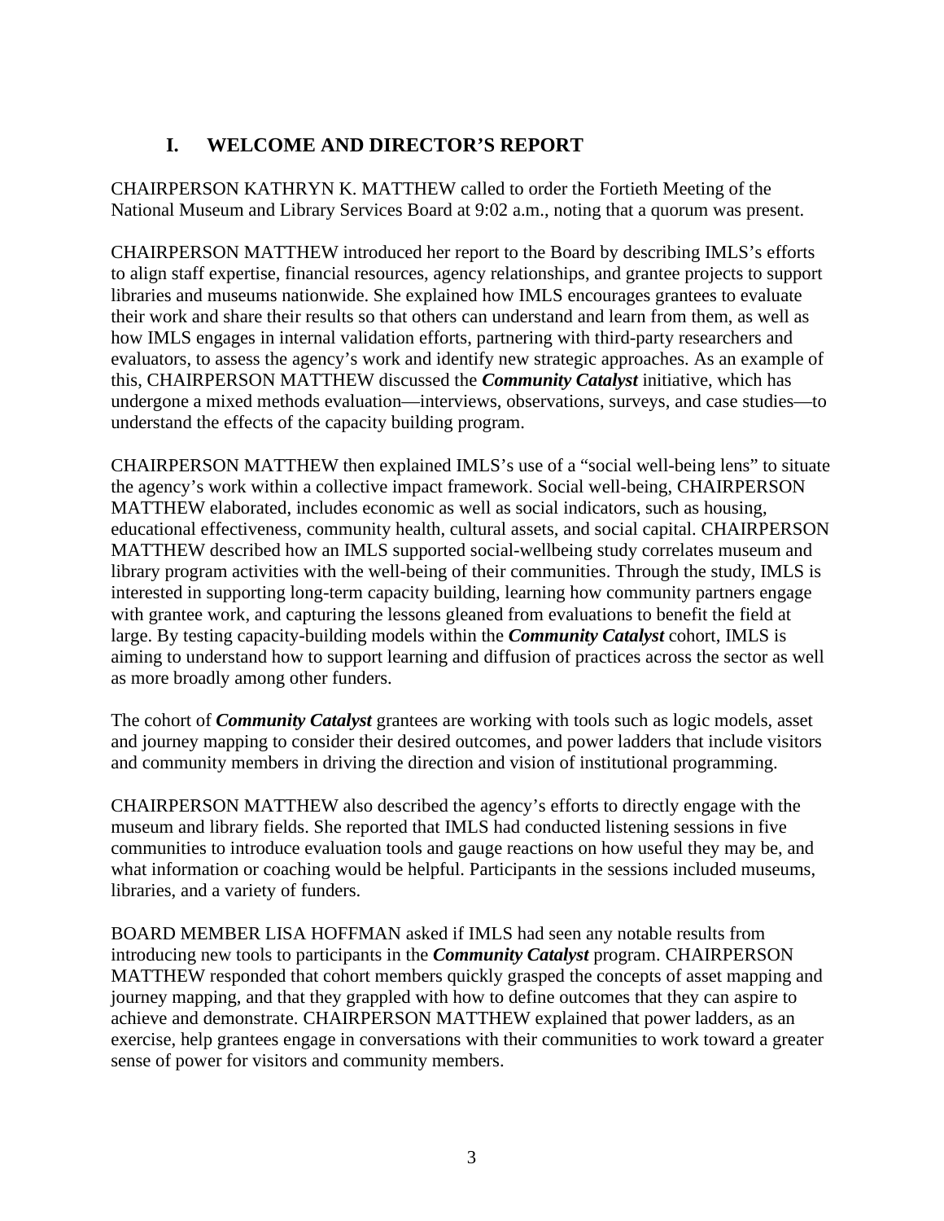## I. WELCOME AND DIRECTOR'S REPORT

CHAIRPERSON KATHRYN K. MATTHEW called to order the Fortieth Meeting of the National Museum and Library Services Board at 9:02 a.m., noting that a quorum was present.

CHAIRPERSON MATTHEW introduced her report to the Board by describing IMLS's efforts to align staff expertise, financial resources, agency relationships, and grantee projects to support libraries and museums nationwide. She explained how IMLS encourages grantees to evaluate their work and share their results so that others can understand and learn from them, as well as how IMLS engages in internal validation efforts, partnering with third-party researchers and evaluators, to assess the agency's work and identify new strategic approaches. As an example of this, CHAIRPERSON MATTHEW discussed the ***Community Catalyst*** initiative, which has undergone a mixed methods evaluation—interviews, observations, surveys, and case studies—to understand the effects of the capacity building program.

CHAIRPERSON MATTHEW then explained IMLS's use of a "social well-being lens" to situate the agency's work within a collective impact framework. Social well-being, CHAIRPERSON MATTHEW elaborated, includes economic as well as social indicators, such as housing, educational effectiveness, community health, cultural assets, and social capital. CHAIRPERSON MATTHEW described how an IMLS supported social-wellbeing study correlates museum and library program activities with the well-being of their communities. Through the study, IMLS is interested in supporting long-term capacity building, learning how community partners engage with grantee work, and capturing the lessons gleaned from evaluations to benefit the field at large. By testing capacity-building models within the ***Community Catalyst*** cohort, IMLS is aiming to understand how to support learning and diffusion of practices across the sector as well as more broadly among other funders.

The cohort of ***Community Catalyst*** grantees are working with tools such as logic models, asset and journey mapping to consider their desired outcomes, and power ladders that include visitors and community members in driving the direction and vision of institutional programming.

CHAIRPERSON MATTHEW also described the agency's efforts to directly engage with the museum and library fields. She reported that IMLS had conducted listening sessions in five communities to introduce evaluation tools and gauge reactions on how useful they may be, and what information or coaching would be helpful. Participants in the sessions included museums, libraries, and a variety of funders.

BOARD MEMBER LISA HOFFMAN asked if IMLS had seen any notable results from introducing new tools to participants in the ***Community Catalyst*** program. CHAIRPERSON MATTHEW responded that cohort members quickly grasped the concepts of asset mapping and journey mapping, and that they grappled with how to define outcomes that they can aspire to achieve and demonstrate. CHAIRPERSON MATTHEW explained that power ladders, as an exercise, help grantees engage in conversations with their communities to work toward a greater sense of power for visitors and community members.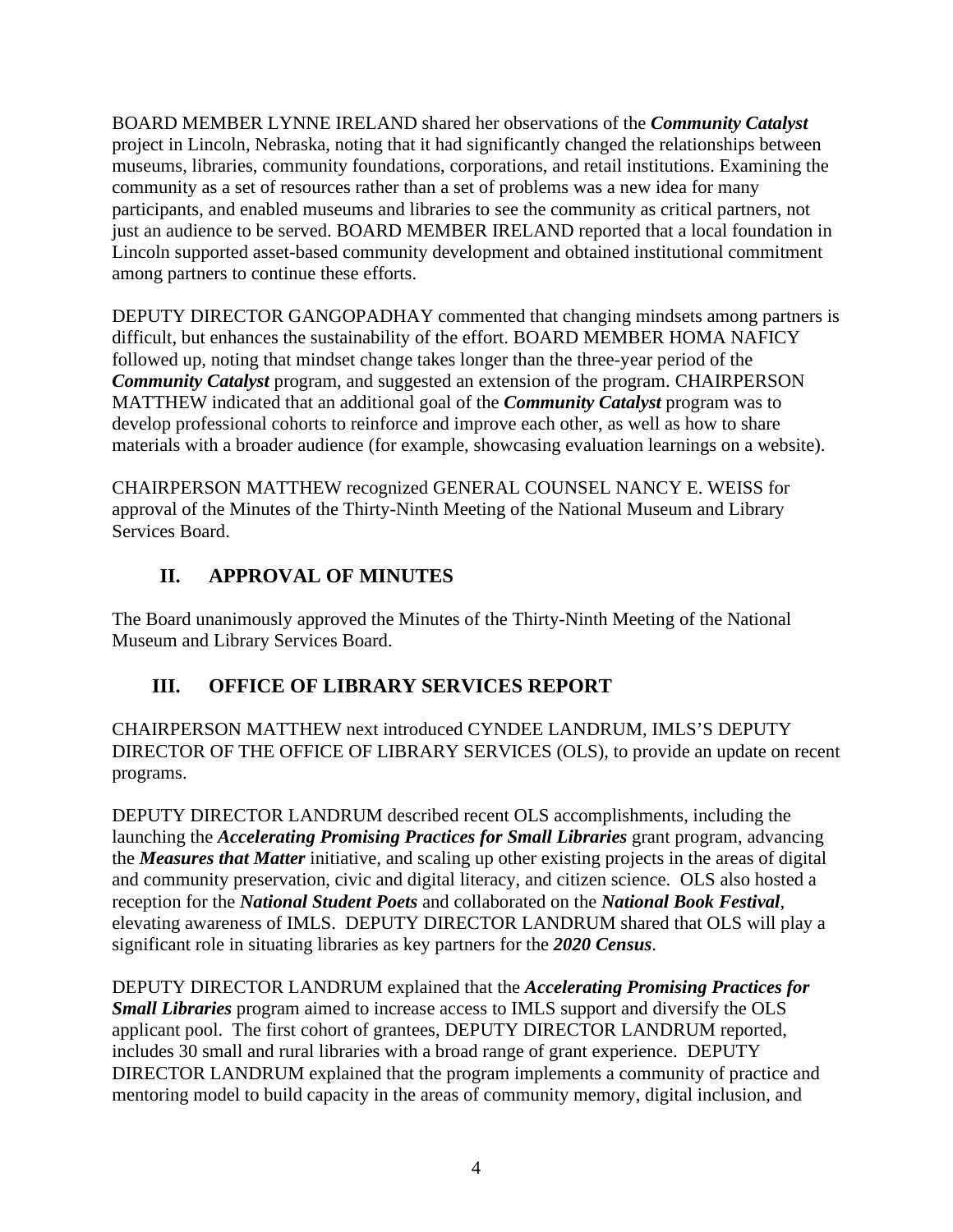BOARD MEMBER LYNNE IRELAND shared her observations of the ***Community Catalyst*** project in Lincoln, Nebraska, noting that it had significantly changed the relationships between museums, libraries, community foundations, corporations, and retail institutions. Examining the community as a set of resources rather than a set of problems was a new idea for many participants, and enabled museums and libraries to see the community as critical partners, not just an audience to be served. BOARD MEMBER IRELAND reported that a local foundation in Lincoln supported asset-based community development and obtained institutional commitment among partners to continue these efforts.

DEPUTY DIRECTOR GANGOPADHAY commented that changing mindsets among partners is difficult, but enhances the sustainability of the effort. BOARD MEMBER HOMA NAFICY followed up, noting that mindset change takes longer than the three-year period of the ***Community Catalyst*** program, and suggested an extension of the program. CHAIRPERSON MATTHEW indicated that an additional goal of the ***Community Catalyst*** program was to develop professional cohorts to reinforce and improve each other, as well as how to share materials with a broader audience (for example, showcasing evaluation learnings on a website).

CHAIRPERSON MATTHEW recognized GENERAL COUNSEL NANCY E. WEISS for approval of the Minutes of the Thirty-Ninth Meeting of the National Museum and Library Services Board.

## II. APPROVAL OF MINUTES

The Board unanimously approved the Minutes of the Thirty-Ninth Meeting of the National Museum and Library Services Board.

## III. OFFICE OF LIBRARY SERVICES REPORT

CHAIRPERSON MATTHEW next introduced CYNDEE LANDRUM, IMLS'S DEPUTY DIRECTOR OF THE OFFICE OF LIBRARY SERVICES (OLS), to provide an update on recent programs.

DEPUTY DIRECTOR LANDRUM described recent OLS accomplishments, including the launching the ***Accelerating Promising Practices for Small Libraries*** grant program, advancing the ***Measures that Matter*** initiative, and scaling up other existing projects in the areas of digital and community preservation, civic and digital literacy, and citizen science. OLS also hosted a reception for the ***National Student Poets*** and collaborated on the ***National Book Festival***, elevating awareness of IMLS. DEPUTY DIRECTOR LANDRUM shared that OLS will play a significant role in situating libraries as key partners for the ***2020 Census***.

DEPUTY DIRECTOR LANDRUM explained that the ***Accelerating Promising Practices for Small Libraries*** program aimed to increase access to IMLS support and diversify the OLS applicant pool. The first cohort of grantees, DEPUTY DIRECTOR LANDRUM reported, includes 30 small and rural libraries with a broad range of grant experience. DEPUTY DIRECTOR LANDRUM explained that the program implements a community of practice and mentoring model to build capacity in the areas of community memory, digital inclusion, and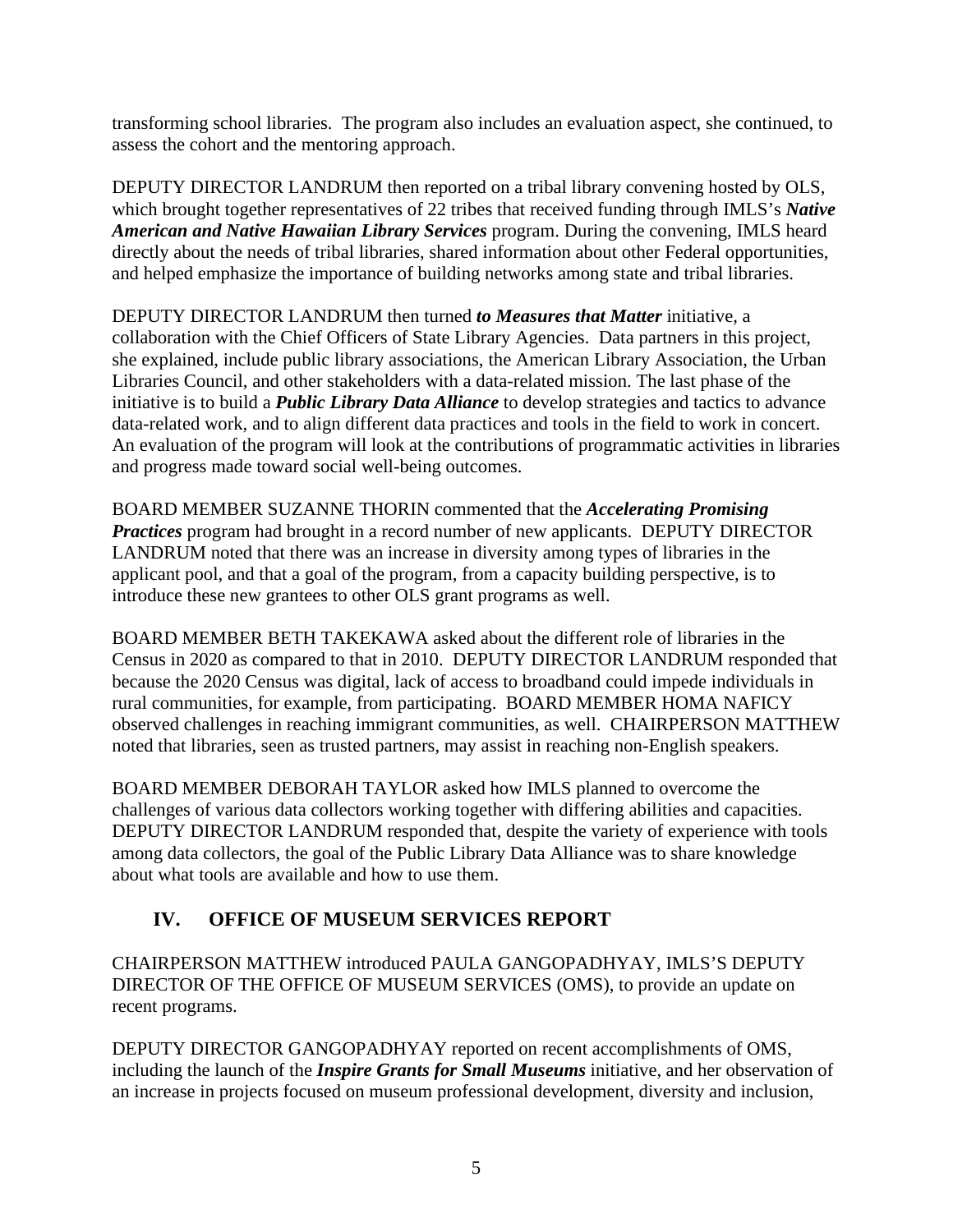transforming school libraries. The program also includes an evaluation aspect, she continued, to assess the cohort and the mentoring approach.

DEPUTY DIRECTOR LANDRUM then reported on a tribal library convening hosted by OLS, which brought together representatives of 22 tribes that received funding through IMLS's ***Native American and Native Hawaiian Library Services*** program. During the convening, IMLS heard directly about the needs of tribal libraries, shared information about other Federal opportunities, and helped emphasize the importance of building networks among state and tribal libraries.

DEPUTY DIRECTOR LANDRUM then turned ***to Measures that Matter*** initiative, a collaboration with the Chief Officers of State Library Agencies. Data partners in this project, she explained, include public library associations, the American Library Association, the Urban Libraries Council, and other stakeholders with a data-related mission. The last phase of the initiative is to build a ***Public Library Data Alliance*** to develop strategies and tactics to advance data-related work, and to align different data practices and tools in the field to work in concert. An evaluation of the program will look at the contributions of programmatic activities in libraries and progress made toward social well-being outcomes.

BOARD MEMBER SUZANNE THORIN commented that the ***Accelerating Promising Practices*** program had brought in a record number of new applicants. DEPUTY DIRECTOR LANDRUM noted that there was an increase in diversity among types of libraries in the applicant pool, and that a goal of the program, from a capacity building perspective, is to introduce these new grantees to other OLS grant programs as well.

BOARD MEMBER BETH TAKEKAWA asked about the different role of libraries in the Census in 2020 as compared to that in 2010. DEPUTY DIRECTOR LANDRUM responded that because the 2020 Census was digital, lack of access to broadband could impede individuals in rural communities, for example, from participating. BOARD MEMBER HOMA NAFICY observed challenges in reaching immigrant communities, as well. CHAIRPERSON MATTHEW noted that libraries, seen as trusted partners, may assist in reaching non-English speakers.

BOARD MEMBER DEBORAH TAYLOR asked how IMLS planned to overcome the challenges of various data collectors working together with differing abilities and capacities. DEPUTY DIRECTOR LANDRUM responded that, despite the variety of experience with tools among data collectors, the goal of the Public Library Data Alliance was to share knowledge about what tools are available and how to use them.

## IV. OFFICE OF MUSEUM SERVICES REPORT

CHAIRPERSON MATTHEW introduced PAULA GANGOPADHYAY, IMLS'S DEPUTY DIRECTOR OF THE OFFICE OF MUSEUM SERVICES (OMS), to provide an update on recent programs.

DEPUTY DIRECTOR GANGOPADHYAY reported on recent accomplishments of OMS, including the launch of the ***Inspire Grants for Small Museums*** initiative, and her observation of an increase in projects focused on museum professional development, diversity and inclusion,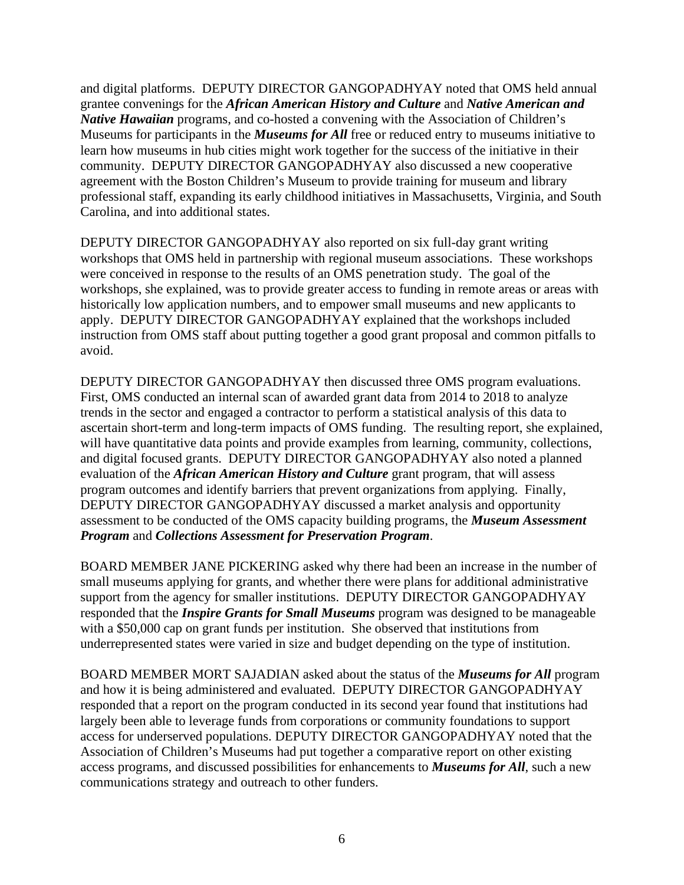and digital platforms. DEPUTY DIRECTOR GANGOPADHYAY noted that OMS held annual grantee convenings for the ***African American History and Culture*** and ***Native American and Native Hawaiian*** programs, and co-hosted a convening with the Association of Children's Museums for participants in the ***Museums for All*** free or reduced entry to museums initiative to learn how museums in hub cities might work together for the success of the initiative in their community. DEPUTY DIRECTOR GANGOPADHYAY also discussed a new cooperative agreement with the Boston Children's Museum to provide training for museum and library professional staff, expanding its early childhood initiatives in Massachusetts, Virginia, and South Carolina, and into additional states.

DEPUTY DIRECTOR GANGOPADHYAY also reported on six full-day grant writing workshops that OMS held in partnership with regional museum associations. These workshops were conceived in response to the results of an OMS penetration study. The goal of the workshops, she explained, was to provide greater access to funding in remote areas or areas with historically low application numbers, and to empower small museums and new applicants to apply. DEPUTY DIRECTOR GANGOPADHYAY explained that the workshops included instruction from OMS staff about putting together a good grant proposal and common pitfalls to avoid.

DEPUTY DIRECTOR GANGOPADHYAY then discussed three OMS program evaluations. First, OMS conducted an internal scan of awarded grant data from 2014 to 2018 to analyze trends in the sector and engaged a contractor to perform a statistical analysis of this data to ascertain short-term and long-term impacts of OMS funding. The resulting report, she explained, will have quantitative data points and provide examples from learning, community, collections, and digital focused grants. DEPUTY DIRECTOR GANGOPADHYAY also noted a planned evaluation of the ***African American History and Culture*** grant program, that will assess program outcomes and identify barriers that prevent organizations from applying. Finally, DEPUTY DIRECTOR GANGOPADHYAY discussed a market analysis and opportunity assessment to be conducted of the OMS capacity building programs, the ***Museum Assessment Program*** and ***Collections Assessment for Preservation Program***.

BOARD MEMBER JANE PICKERING asked why there had been an increase in the number of small museums applying for grants, and whether there were plans for additional administrative support from the agency for smaller institutions. DEPUTY DIRECTOR GANGOPADHYAY responded that the ***Inspire Grants for Small Museums*** program was designed to be manageable with a $50,000 cap on grant funds per institution. She observed that institutions from underrepresented states were varied in size and budget depending on the type of institution.

BOARD MEMBER MORT SAJADIAN asked about the status of the ***Museums for All*** program and how it is being administered and evaluated. DEPUTY DIRECTOR GANGOPADHYAY responded that a report on the program conducted in its second year found that institutions had largely been able to leverage funds from corporations or community foundations to support access for underserved populations. DEPUTY DIRECTOR GANGOPADHYAY noted that the Association of Children's Museums had put together a comparative report on other existing access programs, and discussed possibilities for enhancements to ***Museums for All***, such a new communications strategy and outreach to other funders.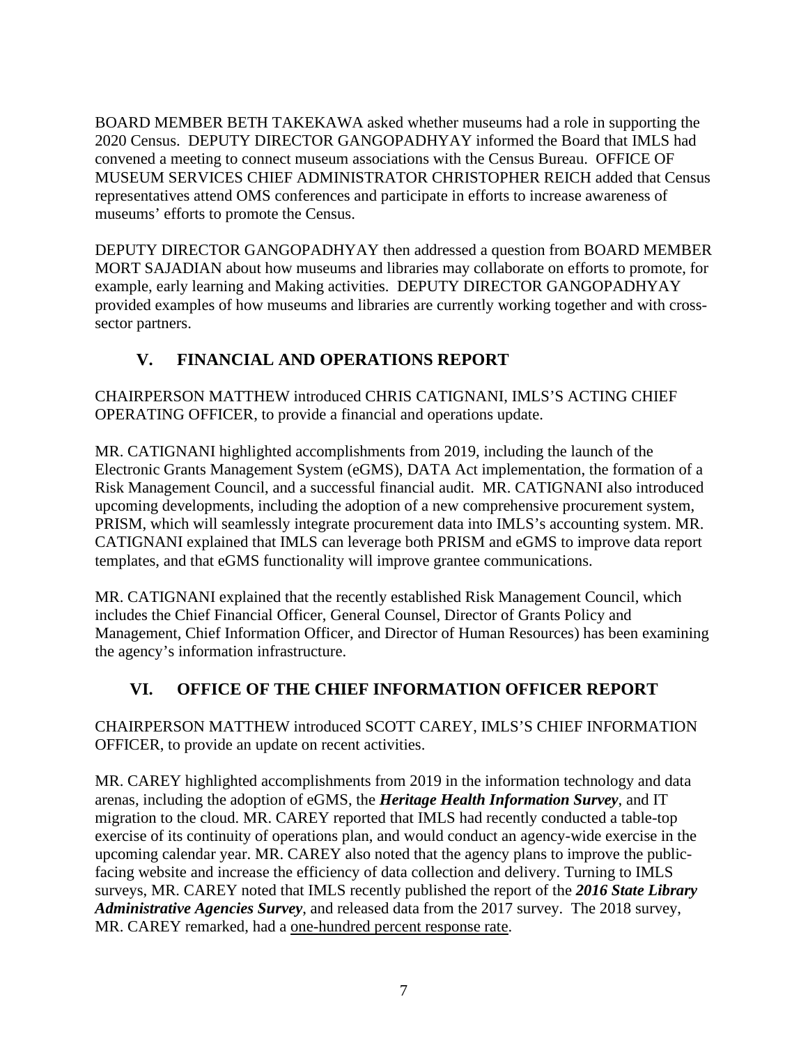BOARD MEMBER BETH TAKEKAWA asked whether museums had a role in supporting the 2020 Census. DEPUTY DIRECTOR GANGOPADHYAY informed the Board that IMLS had convened a meeting to connect museum associations with the Census Bureau. OFFICE OF MUSEUM SERVICES CHIEF ADMINISTRATOR CHRISTOPHER REICH added that Census representatives attend OMS conferences and participate in efforts to increase awareness of museums' efforts to promote the Census.

DEPUTY DIRECTOR GANGOPADHYAY then addressed a question from BOARD MEMBER MORT SAJADIAN about how museums and libraries may collaborate on efforts to promote, for example, early learning and Making activities. DEPUTY DIRECTOR GANGOPADHYAY provided examples of how museums and libraries are currently working together and with cross-sector partners.

## V. FINANCIAL AND OPERATIONS REPORT

CHAIRPERSON MATTHEW introduced CHRIS CATIGNANI, IMLS'S ACTING CHIEF OPERATING OFFICER, to provide a financial and operations update.

MR. CATIGNANI highlighted accomplishments from 2019, including the launch of the Electronic Grants Management System (eGMS), DATA Act implementation, the formation of a Risk Management Council, and a successful financial audit. MR. CATIGNANI also introduced upcoming developments, including the adoption of a new comprehensive procurement system, PRISM, which will seamlessly integrate procurement data into IMLS's accounting system. MR. CATIGNANI explained that IMLS can leverage both PRISM and eGMS to improve data report templates, and that eGMS functionality will improve grantee communications.

MR. CATIGNANI explained that the recently established Risk Management Council, which includes the Chief Financial Officer, General Counsel, Director of Grants Policy and Management, Chief Information Officer, and Director of Human Resources) has been examining the agency's information infrastructure.

## VI. OFFICE OF THE CHIEF INFORMATION OFFICER REPORT

CHAIRPERSON MATTHEW introduced SCOTT CAREY, IMLS'S CHIEF INFORMATION OFFICER, to provide an update on recent activities.

MR. CAREY highlighted accomplishments from 2019 in the information technology and data arenas, including the adoption of eGMS, the ***Heritage Health Information Survey***, and IT migration to the cloud. MR. CAREY reported that IMLS had recently conducted a table-top exercise of its continuity of operations plan, and would conduct an agency-wide exercise in the upcoming calendar year. MR. CAREY also noted that the agency plans to improve the public-facing website and increase the efficiency of data collection and delivery. Turning to IMLS surveys, MR. CAREY noted that IMLS recently published the report of the ***2016 State Library Administrative Agencies Survey***, and released data from the 2017 survey. The 2018 survey, MR. CAREY remarked, had a one-hundred percent response rate.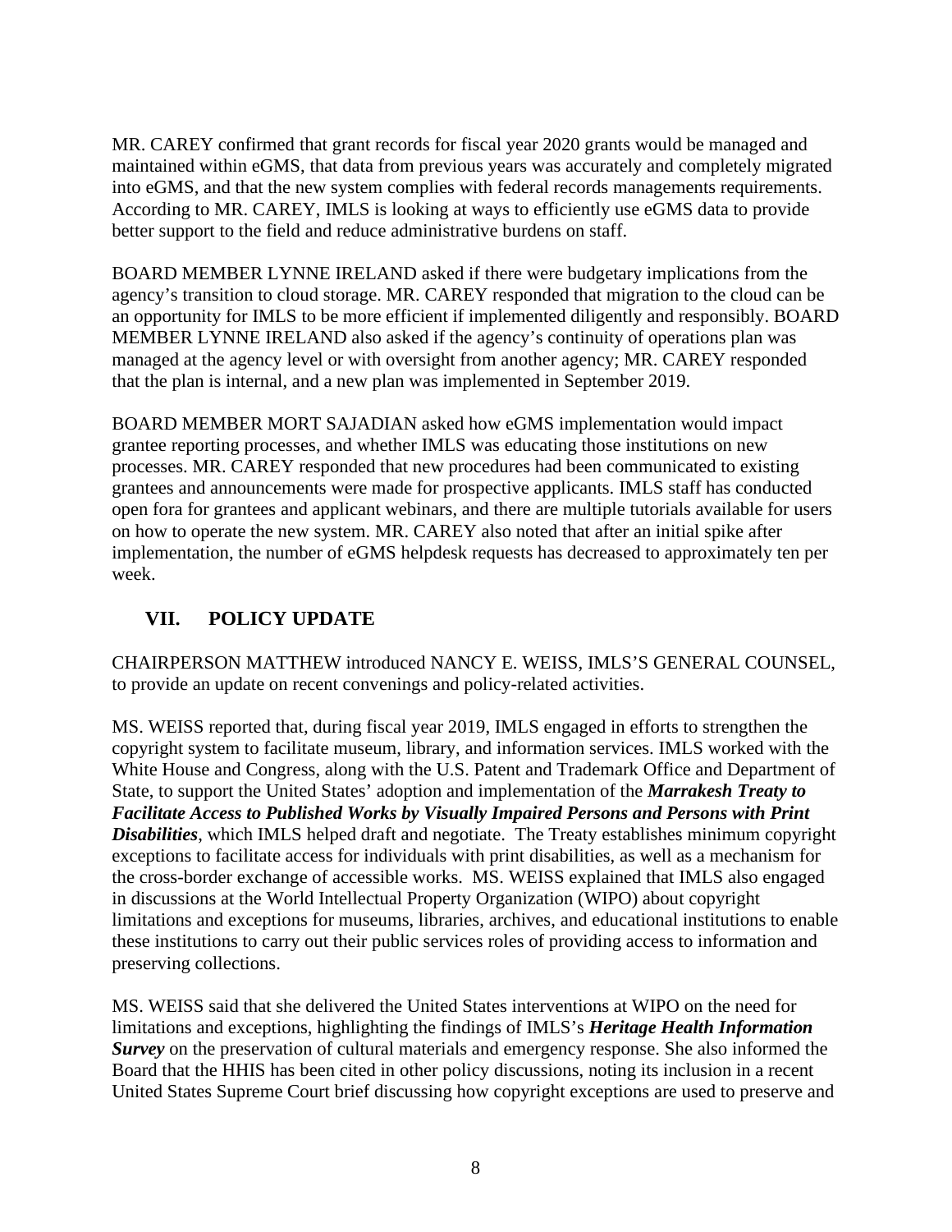MR. CAREY confirmed that grant records for fiscal year 2020 grants would be managed and maintained within eGMS, that data from previous years was accurately and completely migrated into eGMS, and that the new system complies with federal records managements requirements. According to MR. CAREY, IMLS is looking at ways to efficiently use eGMS data to provide better support to the field and reduce administrative burdens on staff.

BOARD MEMBER LYNNE IRELAND asked if there were budgetary implications from the agency's transition to cloud storage. MR. CAREY responded that migration to the cloud can be an opportunity for IMLS to be more efficient if implemented diligently and responsibly. BOARD MEMBER LYNNE IRELAND also asked if the agency's continuity of operations plan was managed at the agency level or with oversight from another agency; MR. CAREY responded that the plan is internal, and a new plan was implemented in September 2019.

BOARD MEMBER MORT SAJADIAN asked how eGMS implementation would impact grantee reporting processes, and whether IMLS was educating those institutions on new processes. MR. CAREY responded that new procedures had been communicated to existing grantees and announcements were made for prospective applicants. IMLS staff has conducted open fora for grantees and applicant webinars, and there are multiple tutorials available for users on how to operate the new system. MR. CAREY also noted that after an initial spike after implementation, the number of eGMS helpdesk requests has decreased to approximately ten per week.

## VII. POLICY UPDATE

CHAIRPERSON MATTHEW introduced NANCY E. WEISS, IMLS'S GENERAL COUNSEL, to provide an update on recent convenings and policy-related activities.

MS. WEISS reported that, during fiscal year 2019, IMLS engaged in efforts to strengthen the copyright system to facilitate museum, library, and information services. IMLS worked with the White House and Congress, along with the U.S. Patent and Trademark Office and Department of State, to support the United States' adoption and implementation of the ***Marrakesh Treaty to Facilitate Access to Published Works by Visually Impaired Persons and Persons with Print Disabilities***, which IMLS helped draft and negotiate. The Treaty establishes minimum copyright exceptions to facilitate access for individuals with print disabilities, as well as a mechanism for the cross-border exchange of accessible works. MS. WEISS explained that IMLS also engaged in discussions at the World Intellectual Property Organization (WIPO) about copyright limitations and exceptions for museums, libraries, archives, and educational institutions to enable these institutions to carry out their public services roles of providing access to information and preserving collections.

MS. WEISS said that she delivered the United States interventions at WIPO on the need for limitations and exceptions, highlighting the findings of IMLS's ***Heritage Health Information Survey*** on the preservation of cultural materials and emergency response. She also informed the Board that the HHIS has been cited in other policy discussions, noting its inclusion in a recent United States Supreme Court brief discussing how copyright exceptions are used to preserve and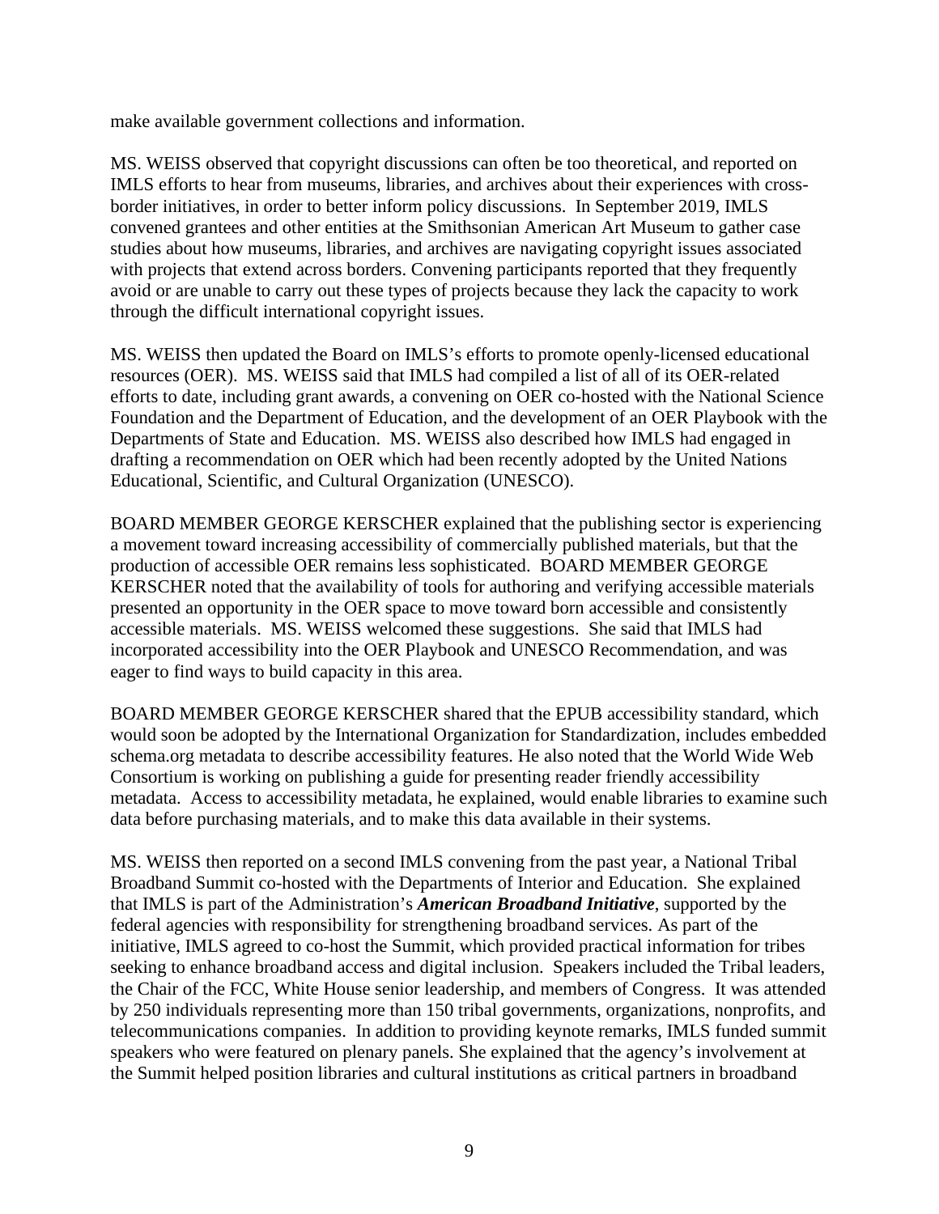make available government collections and information.

MS. WEISS observed that copyright discussions can often be too theoretical, and reported on IMLS efforts to hear from museums, libraries, and archives about their experiences with cross-border initiatives, in order to better inform policy discussions. In September 2019, IMLS convened grantees and other entities at the Smithsonian American Art Museum to gather case studies about how museums, libraries, and archives are navigating copyright issues associated with projects that extend across borders. Convening participants reported that they frequently avoid or are unable to carry out these types of projects because they lack the capacity to work through the difficult international copyright issues.

MS. WEISS then updated the Board on IMLS's efforts to promote openly-licensed educational resources (OER). MS. WEISS said that IMLS had compiled a list of all of its OER-related efforts to date, including grant awards, a convening on OER co-hosted with the National Science Foundation and the Department of Education, and the development of an OER Playbook with the Departments of State and Education. MS. WEISS also described how IMLS had engaged in drafting a recommendation on OER which had been recently adopted by the United Nations Educational, Scientific, and Cultural Organization (UNESCO).

BOARD MEMBER GEORGE KERSCHER explained that the publishing sector is experiencing a movement toward increasing accessibility of commercially published materials, but that the production of accessible OER remains less sophisticated. BOARD MEMBER GEORGE KERSCHER noted that the availability of tools for authoring and verifying accessible materials presented an opportunity in the OER space to move toward born accessible and consistently accessible materials. MS. WEISS welcomed these suggestions. She said that IMLS had incorporated accessibility into the OER Playbook and UNESCO Recommendation, and was eager to find ways to build capacity in this area.

BOARD MEMBER GEORGE KERSCHER shared that the EPUB accessibility standard, which would soon be adopted by the International Organization for Standardization, includes embedded schema.org metadata to describe accessibility features. He also noted that the World Wide Web Consortium is working on publishing a guide for presenting reader friendly accessibility metadata. Access to accessibility metadata, he explained, would enable libraries to examine such data before purchasing materials, and to make this data available in their systems.

MS. WEISS then reported on a second IMLS convening from the past year, a National Tribal Broadband Summit co-hosted with the Departments of Interior and Education. She explained that IMLS is part of the Administration's ***American Broadband Initiative***, supported by the federal agencies with responsibility for strengthening broadband services. As part of the initiative, IMLS agreed to co-host the Summit, which provided practical information for tribes seeking to enhance broadband access and digital inclusion. Speakers included the Tribal leaders, the Chair of the FCC, White House senior leadership, and members of Congress. It was attended by 250 individuals representing more than 150 tribal governments, organizations, nonprofits, and telecommunications companies. In addition to providing keynote remarks, IMLS funded summit speakers who were featured on plenary panels. She explained that the agency's involvement at the Summit helped position libraries and cultural institutions as critical partners in broadband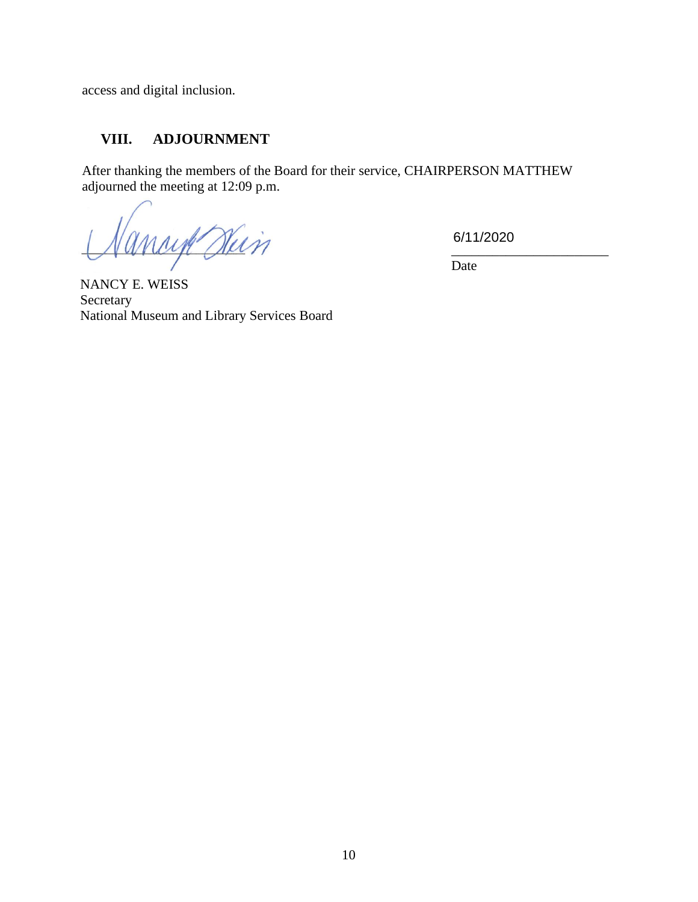access and digital inclusion.

## VIII. ADJOURNMENT

After thanking the members of the Board for their service, CHAIRPERSON MATTHEW adjourned the meeting at 12:09 p.m.

6/11/2020

Date

NANCY E. WEISS
Secretary
National Museum and Library Services Board